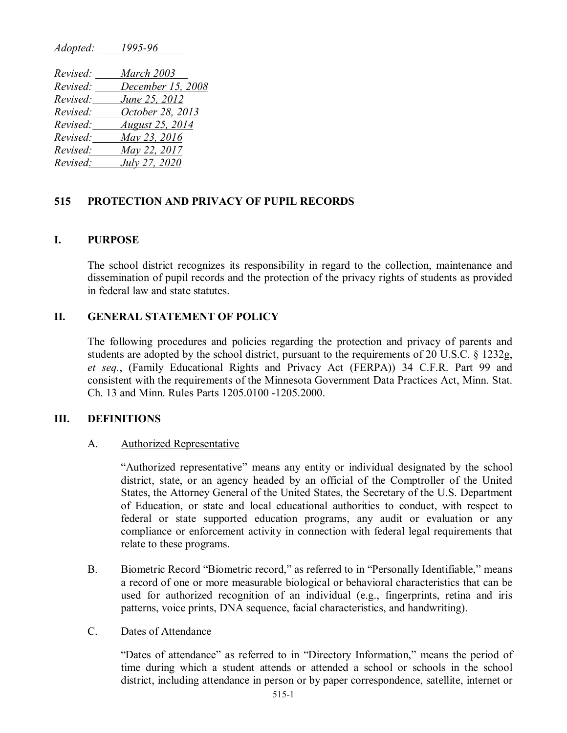*Adopted: 1995-96*

*Revised: March 2003*
*Revised: December 15, 2008*
*Revised: June 25, 2012*
*Revised: October 28, 2013*
*Revised: August 25, 2014*
*Revised: May 23, 2016*
*Revised: May 22, 2017*
*Revised: July 27, 2020*

# 515 PROTECTION AND PRIVACY OF PUPIL RECORDS

## I. PURPOSE

The school district recognizes its responsibility in regard to the collection, maintenance and dissemination of pupil records and the protection of the privacy rights of students as provided in federal law and state statutes.

## II. GENERAL STATEMENT OF POLICY

The following procedures and policies regarding the protection and privacy of parents and students are adopted by the school district, pursuant to the requirements of 20 U.S.C. § 1232g, *et seq.*, (Family Educational Rights and Privacy Act (FERPA)) 34 C.F.R. Part 99 and consistent with the requirements of the Minnesota Government Data Practices Act, Minn. Stat. Ch. 13 and Minn. Rules Parts 1205.0100 -1205.2000.

## III. DEFINITIONS

A. Authorized Representative

"Authorized representative" means any entity or individual designated by the school district, state, or an agency headed by an official of the Comptroller of the United States, the Attorney General of the United States, the Secretary of the U.S. Department of Education, or state and local educational authorities to conduct, with respect to federal or state supported education programs, any audit or evaluation or any compliance or enforcement activity in connection with federal legal requirements that relate to these programs.

B. Biometric Record "Biometric record," as referred to in "Personally Identifiable," means a record of one or more measurable biological or behavioral characteristics that can be used for authorized recognition of an individual (e.g., fingerprints, retina and iris patterns, voice prints, DNA sequence, facial characteristics, and handwriting).

C. Dates of Attendance

"Dates of attendance" as referred to in "Directory Information," means the period of time during which a student attends or attended a school or schools in the school district, including attendance in person or by paper correspondence, satellite, internet or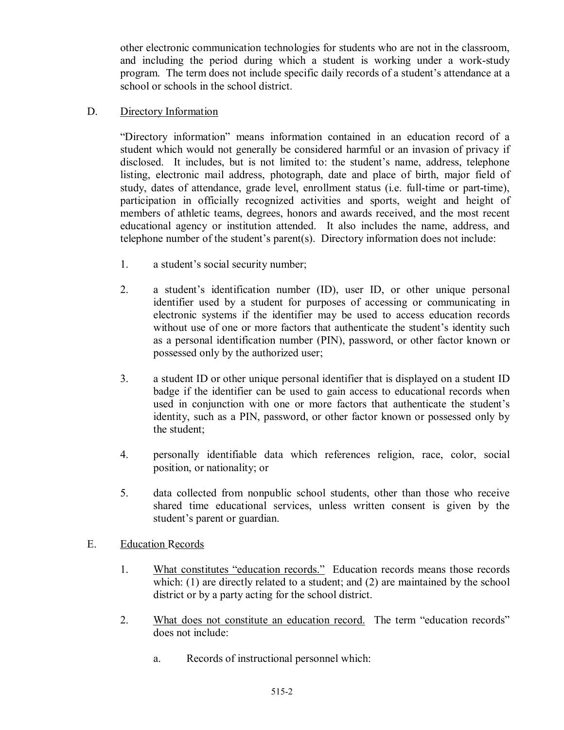other electronic communication technologies for students who are not in the classroom, and including the period during which a student is working under a work-study program. The term does not include specific daily records of a student's attendance at a school or schools in the school district.

D. Directory Information

"Directory information" means information contained in an education record of a student which would not generally be considered harmful or an invasion of privacy if disclosed. It includes, but is not limited to: the student's name, address, telephone listing, electronic mail address, photograph, date and place of birth, major field of study, dates of attendance, grade level, enrollment status (i.e. full-time or part-time), participation in officially recognized activities and sports, weight and height of members of athletic teams, degrees, honors and awards received, and the most recent educational agency or institution attended. It also includes the name, address, and telephone number of the student's parent(s). Directory information does not include:

1. a student's social security number;

2. a student's identification number (ID), user ID, or other unique personal identifier used by a student for purposes of accessing or communicating in electronic systems if the identifier may be used to access education records without use of one or more factors that authenticate the student's identity such as a personal identification number (PIN), password, or other factor known or possessed only by the authorized user;

3. a student ID or other unique personal identifier that is displayed on a student ID badge if the identifier can be used to gain access to educational records when used in conjunction with one or more factors that authenticate the student's identity, such as a PIN, password, or other factor known or possessed only by the student;

4. personally identifiable data which references religion, race, color, social position, or nationality; or

5. data collected from nonpublic school students, other than those who receive shared time educational services, unless written consent is given by the student's parent or guardian.

E. Education Records

1. What constitutes "education records." Education records means those records which: (1) are directly related to a student; and (2) are maintained by the school district or by a party acting for the school district.

2. What does not constitute an education record. The term "education records" does not include:

   a. Records of instructional personnel which: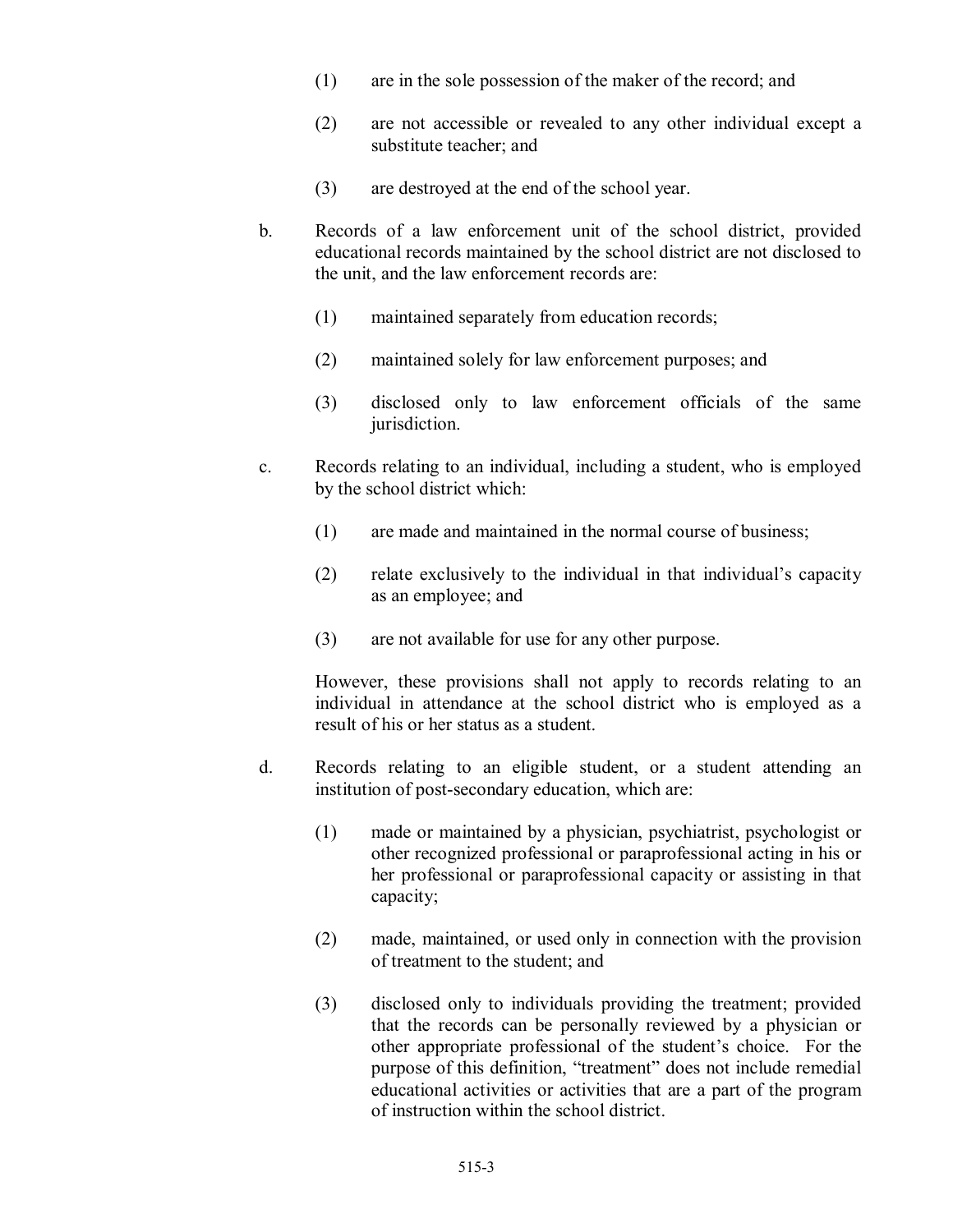(1) are in the sole possession of the maker of the record; and

(2) are not accessible or revealed to any other individual except a substitute teacher; and

(3) are destroyed at the end of the school year.

b. Records of a law enforcement unit of the school district, provided educational records maintained by the school district are not disclosed to the unit, and the law enforcement records are:

(1) maintained separately from education records;

(2) maintained solely for law enforcement purposes; and

(3) disclosed only to law enforcement officials of the same jurisdiction.

c. Records relating to an individual, including a student, who is employed by the school district which:

(1) are made and maintained in the normal course of business;

(2) relate exclusively to the individual in that individual's capacity as an employee; and

(3) are not available for use for any other purpose.

However, these provisions shall not apply to records relating to an individual in attendance at the school district who is employed as a result of his or her status as a student.

d. Records relating to an eligible student, or a student attending an institution of post-secondary education, which are:

(1) made or maintained by a physician, psychiatrist, psychologist or other recognized professional or paraprofessional acting in his or her professional or paraprofessional capacity or assisting in that capacity;

(2) made, maintained, or used only in connection with the provision of treatment to the student; and

(3) disclosed only to individuals providing the treatment; provided that the records can be personally reviewed by a physician or other appropriate professional of the student's choice. For the purpose of this definition, "treatment" does not include remedial educational activities or activities that are a part of the program of instruction within the school district.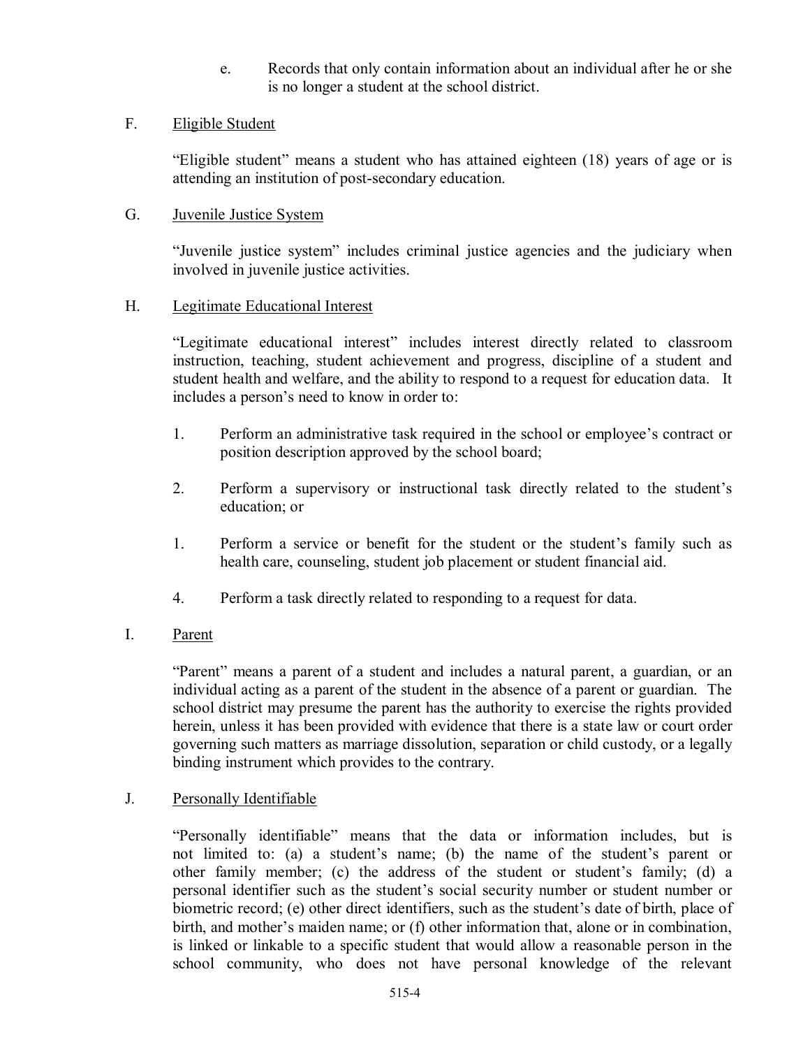e. Records that only contain information about an individual after he or she is no longer a student at the school district.

F. <u>Eligible Student</u>

"Eligible student" means a student who has attained eighteen (18) years of age or is attending an institution of post-secondary education.

G. <u>Juvenile Justice System</u>

"Juvenile justice system" includes criminal justice agencies and the judiciary when involved in juvenile justice activities.

H. <u>Legitimate Educational Interest</u>

"Legitimate educational interest" includes interest directly related to classroom instruction, teaching, student achievement and progress, discipline of a student and student health and welfare, and the ability to respond to a request for education data. It includes a person's need to know in order to:

1. Perform an administrative task required in the school or employee's contract or position description approved by the school board;

2. Perform a supervisory or instructional task directly related to the student's education; or

1. Perform a service or benefit for the student or the student's family such as health care, counseling, student job placement or student financial aid.

4. Perform a task directly related to responding to a request for data.

I. <u>Parent</u>

"Parent" means a parent of a student and includes a natural parent, a guardian, or an individual acting as a parent of the student in the absence of a parent or guardian. The school district may presume the parent has the authority to exercise the rights provided herein, unless it has been provided with evidence that there is a state law or court order governing such matters as marriage dissolution, separation or child custody, or a legally binding instrument which provides to the contrary.

J. <u>Personally Identifiable</u>

"Personally identifiable" means that the data or information includes, but is not limited to: (a) a student's name; (b) the name of the student's parent or other family member; (c) the address of the student or student's family; (d) a personal identifier such as the student's social security number or student number or biometric record; (e) other direct identifiers, such as the student's date of birth, place of birth, and mother's maiden name; or (f) other information that, alone or in combination, is linked or linkable to a specific student that would allow a reasonable person in the school community, who does not have personal knowledge of the relevant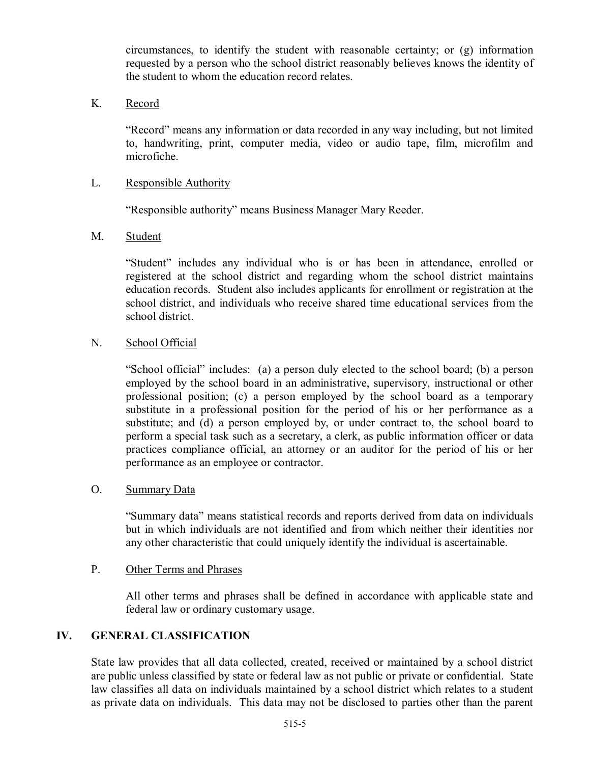circumstances, to identify the student with reasonable certainty; or (g) information requested by a person who the school district reasonably believes knows the identity of the student to whom the education record relates.

K. Record

"Record" means any information or data recorded in any way including, but not limited to, handwriting, print, computer media, video or audio tape, film, microfilm and microfiche.

L. Responsible Authority

"Responsible authority" means Business Manager Mary Reeder.

M. Student

"Student" includes any individual who is or has been in attendance, enrolled or registered at the school district and regarding whom the school district maintains education records. Student also includes applicants for enrollment or registration at the school district, and individuals who receive shared time educational services from the school district.

N. School Official

"School official" includes: (a) a person duly elected to the school board; (b) a person employed by the school board in an administrative, supervisory, instructional or other professional position; (c) a person employed by the school board as a temporary substitute in a professional position for the period of his or her performance as a substitute; and (d) a person employed by, or under contract to, the school board to perform a special task such as a secretary, a clerk, as public information officer or data practices compliance official, an attorney or an auditor for the period of his or her performance as an employee or contractor.

O. Summary Data

"Summary data" means statistical records and reports derived from data on individuals but in which individuals are not identified and from which neither their identities nor any other characteristic that could uniquely identify the individual is ascertainable.

P. Other Terms and Phrases

All other terms and phrases shall be defined in accordance with applicable state and federal law or ordinary customary usage.

## IV. GENERAL CLASSIFICATION

State law provides that all data collected, created, received or maintained by a school district are public unless classified by state or federal law as not public or private or confidential. State law classifies all data on individuals maintained by a school district which relates to a student as private data on individuals. This data may not be disclosed to parties other than the parent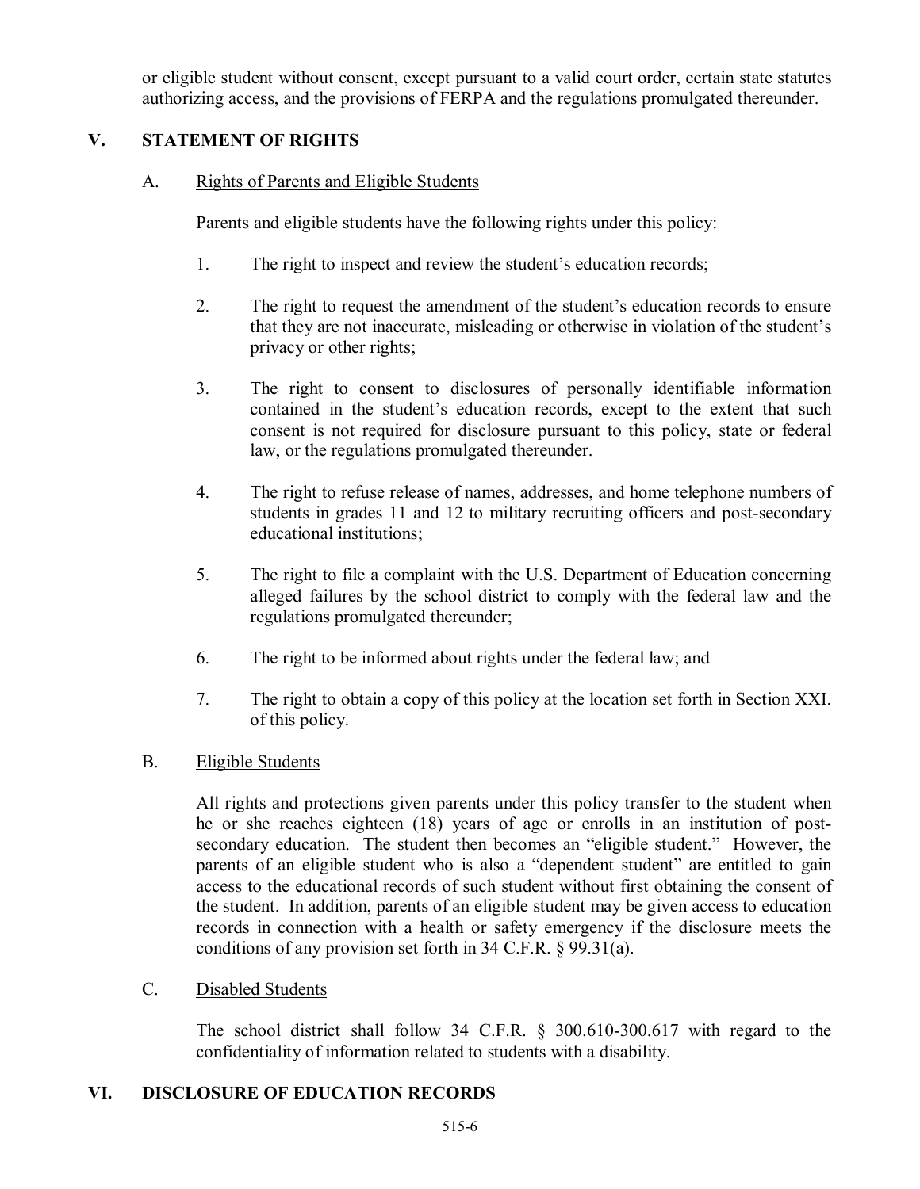or eligible student without consent, except pursuant to a valid court order, certain state statutes authorizing access, and the provisions of FERPA and the regulations promulgated thereunder.

## V. STATEMENT OF RIGHTS

### A. Rights of Parents and Eligible Students

Parents and eligible students have the following rights under this policy:

1. The right to inspect and review the student's education records;

2. The right to request the amendment of the student's education records to ensure that they are not inaccurate, misleading or otherwise in violation of the student's privacy or other rights;

3. The right to consent to disclosures of personally identifiable information contained in the student's education records, except to the extent that such consent is not required for disclosure pursuant to this policy, state or federal law, or the regulations promulgated thereunder.

4. The right to refuse release of names, addresses, and home telephone numbers of students in grades 11 and 12 to military recruiting officers and post-secondary educational institutions;

5. The right to file a complaint with the U.S. Department of Education concerning alleged failures by the school district to comply with the federal law and the regulations promulgated thereunder;

6. The right to be informed about rights under the federal law; and

7. The right to obtain a copy of this policy at the location set forth in Section XXI. of this policy.

### B. Eligible Students

All rights and protections given parents under this policy transfer to the student when he or she reaches eighteen (18) years of age or enrolls in an institution of post-secondary education. The student then becomes an "eligible student." However, the parents of an eligible student who is also a "dependent student" are entitled to gain access to the educational records of such student without first obtaining the consent of the student. In addition, parents of an eligible student may be given access to education records in connection with a health or safety emergency if the disclosure meets the conditions of any provision set forth in 34 C.F.R. § 99.31(a).

### C. Disabled Students

The school district shall follow 34 C.F.R. § 300.610-300.617 with regard to the confidentiality of information related to students with a disability.

## VI. DISCLOSURE OF EDUCATION RECORDS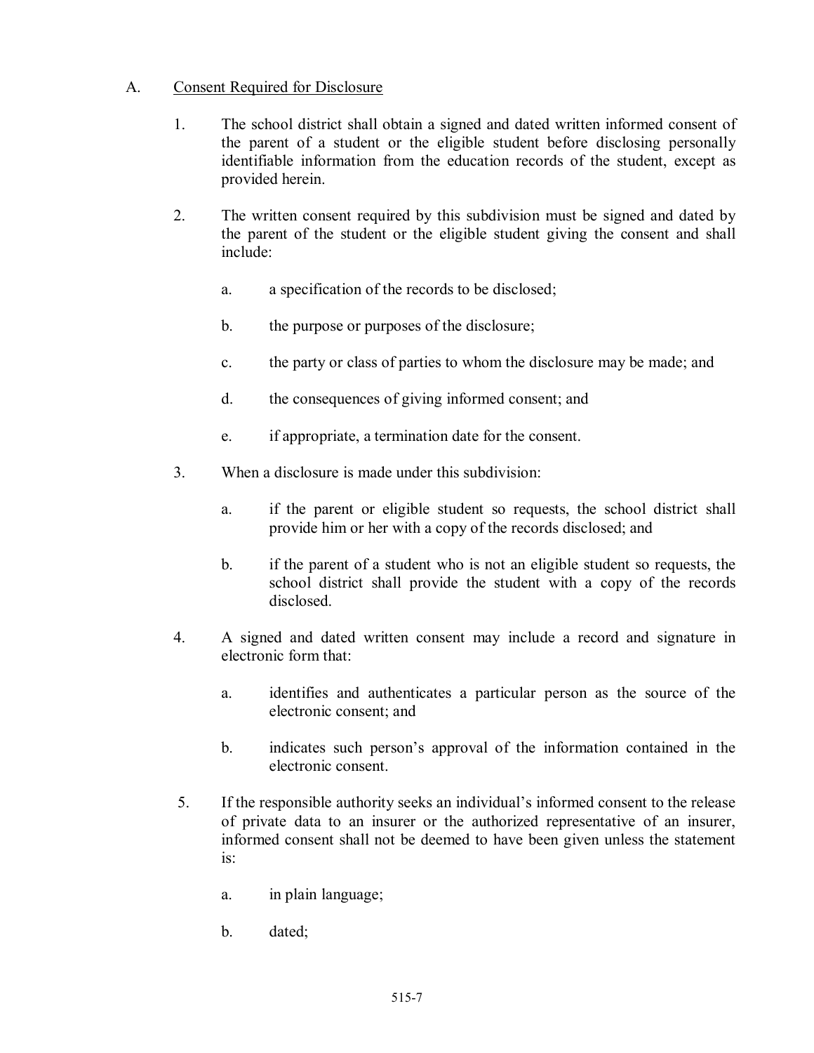A. <u>Consent Required for Disclosure</u>

1. The school district shall obtain a signed and dated written informed consent of the parent of a student or the eligible student before disclosing personally identifiable information from the education records of the student, except as provided herein.

2. The written consent required by this subdivision must be signed and dated by the parent of the student or the eligible student giving the consent and shall include:

   a. a specification of the records to be disclosed;

   b. the purpose or purposes of the disclosure;

   c. the party or class of parties to whom the disclosure may be made; and

   d. the consequences of giving informed consent; and

   e. if appropriate, a termination date for the consent.

3. When a disclosure is made under this subdivision:

   a. if the parent or eligible student so requests, the school district shall provide him or her with a copy of the records disclosed; and

   b. if the parent of a student who is not an eligible student so requests, the school district shall provide the student with a copy of the records disclosed.

4. A signed and dated written consent may include a record and signature in electronic form that:

   a. identifies and authenticates a particular person as the source of the electronic consent; and

   b. indicates such person's approval of the information contained in the electronic consent.

5. If the responsible authority seeks an individual's informed consent to the release of private data to an insurer or the authorized representative of an insurer, informed consent shall not be deemed to have been given unless the statement is:

   a. in plain language;

   b. dated;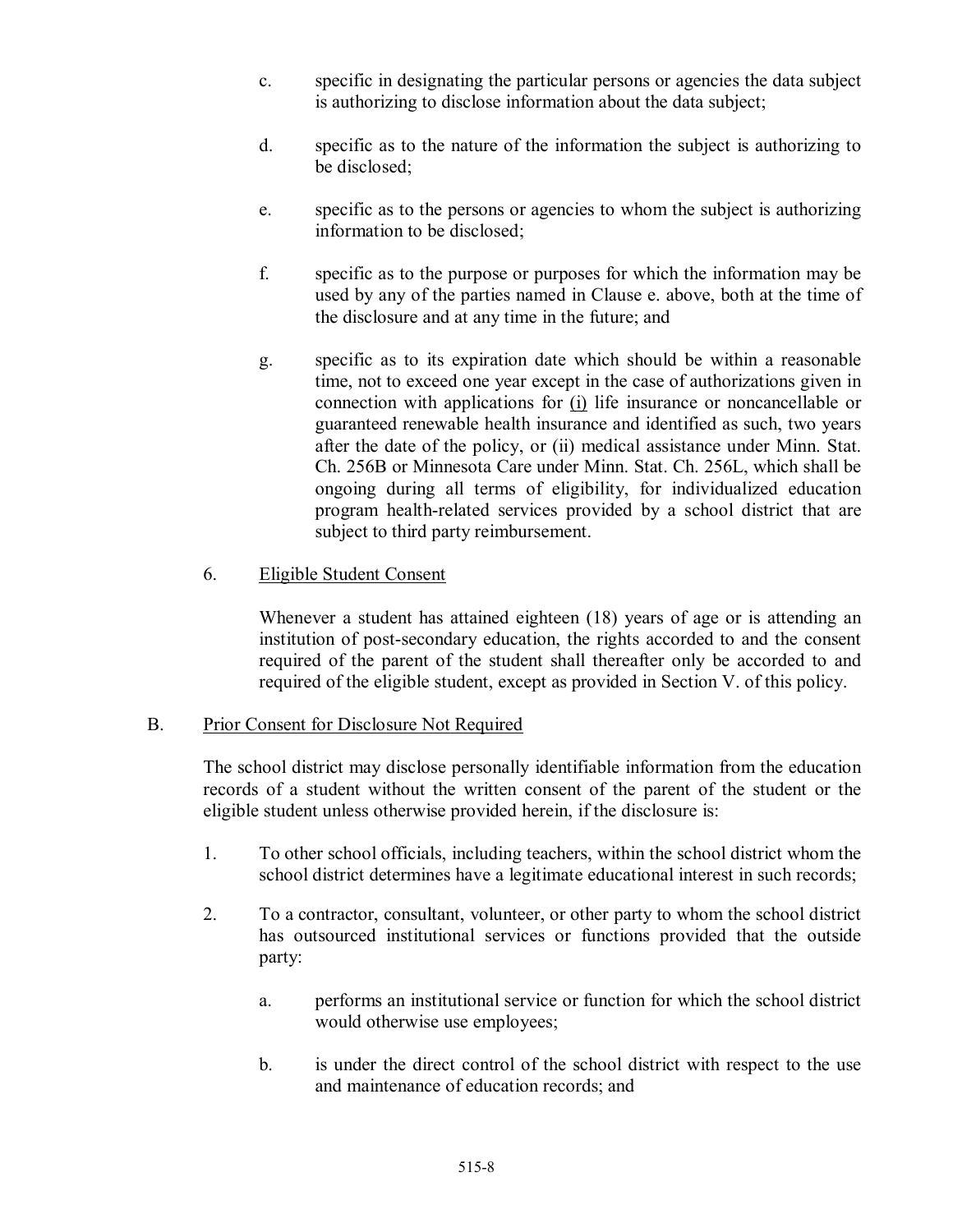c. specific in designating the particular persons or agencies the data subject is authorizing to disclose information about the data subject;

d. specific as to the nature of the information the subject is authorizing to be disclosed;

e. specific as to the persons or agencies to whom the subject is authorizing information to be disclosed;

f. specific as to the purpose or purposes for which the information may be used by any of the parties named in Clause e. above, both at the time of the disclosure and at any time in the future; and

g. specific as to its expiration date which should be within a reasonable time, not to exceed one year except in the case of authorizations given in connection with applications for <u>(i)</u> life insurance or noncancellable or guaranteed renewable health insurance and identified as such, two years after the date of the policy, or (ii) medical assistance under Minn. Stat. Ch. 256B or Minnesota Care under Minn. Stat. Ch. 256L, which shall be ongoing during all terms of eligibility, for individualized education program health-related services provided by a school district that are subject to third party reimbursement.

6. <u>Eligible Student Consent</u>

Whenever a student has attained eighteen (18) years of age or is attending an institution of post-secondary education, the rights accorded to and the consent required of the parent of the student shall thereafter only be accorded to and required of the eligible student, except as provided in Section V. of this policy.

B. <u>Prior Consent for Disclosure Not Required</u>

The school district may disclose personally identifiable information from the education records of a student without the written consent of the parent of the student or the eligible student unless otherwise provided herein, if the disclosure is:

1. To other school officials, including teachers, within the school district whom the school district determines have a legitimate educational interest in such records;

2. To a contractor, consultant, volunteer, or other party to whom the school district has outsourced institutional services or functions provided that the outside party:

   a. performs an institutional service or function for which the school district would otherwise use employees;

   b. is under the direct control of the school district with respect to the use and maintenance of education records; and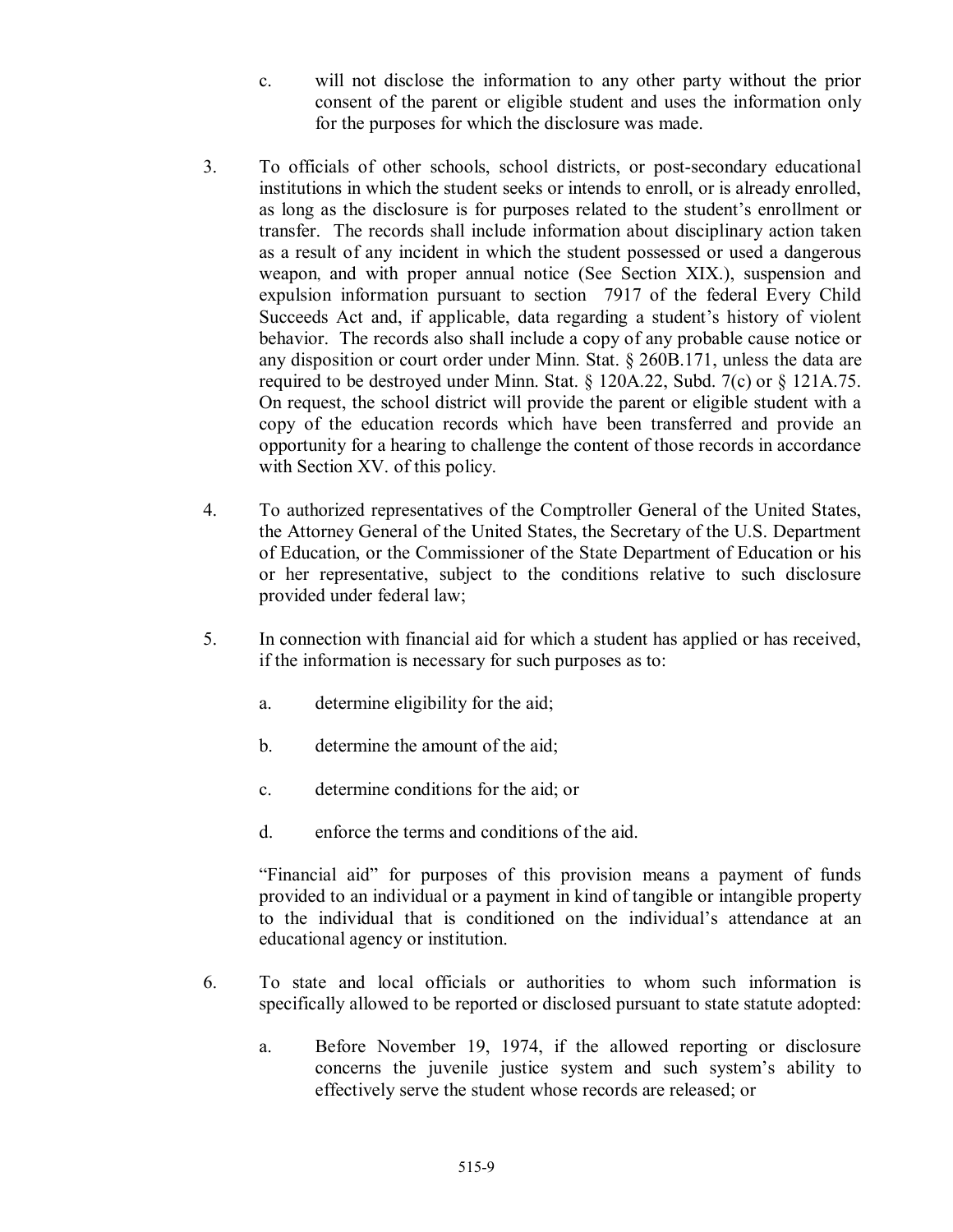c. will not disclose the information to any other party without the prior consent of the parent or eligible student and uses the information only for the purposes for which the disclosure was made.

3. To officials of other schools, school districts, or post-secondary educational institutions in which the student seeks or intends to enroll, or is already enrolled, as long as the disclosure is for purposes related to the student's enrollment or transfer. The records shall include information about disciplinary action taken as a result of any incident in which the student possessed or used a dangerous weapon, and with proper annual notice (See Section XIX.), suspension and expulsion information pursuant to section 7917 of the federal Every Child Succeeds Act and, if applicable, data regarding a student's history of violent behavior. The records also shall include a copy of any probable cause notice or any disposition or court order under Minn. Stat. § 260B.171, unless the data are required to be destroyed under Minn. Stat. § 120A.22, Subd. 7(c) or § 121A.75. On request, the school district will provide the parent or eligible student with a copy of the education records which have been transferred and provide an opportunity for a hearing to challenge the content of those records in accordance with Section XV. of this policy.

4. To authorized representatives of the Comptroller General of the United States, the Attorney General of the United States, the Secretary of the U.S. Department of Education, or the Commissioner of the State Department of Education or his or her representative, subject to the conditions relative to such disclosure provided under federal law;

5. In connection with financial aid for which a student has applied or has received, if the information is necessary for such purposes as to:

   a. determine eligibility for the aid;

   b. determine the amount of the aid;

   c. determine conditions for the aid; or

   d. enforce the terms and conditions of the aid.

   "Financial aid" for purposes of this provision means a payment of funds provided to an individual or a payment in kind of tangible or intangible property to the individual that is conditioned on the individual's attendance at an educational agency or institution.

6. To state and local officials or authorities to whom such information is specifically allowed to be reported or disclosed pursuant to state statute adopted:

   a. Before November 19, 1974, if the allowed reporting or disclosure concerns the juvenile justice system and such system's ability to effectively serve the student whose records are released; or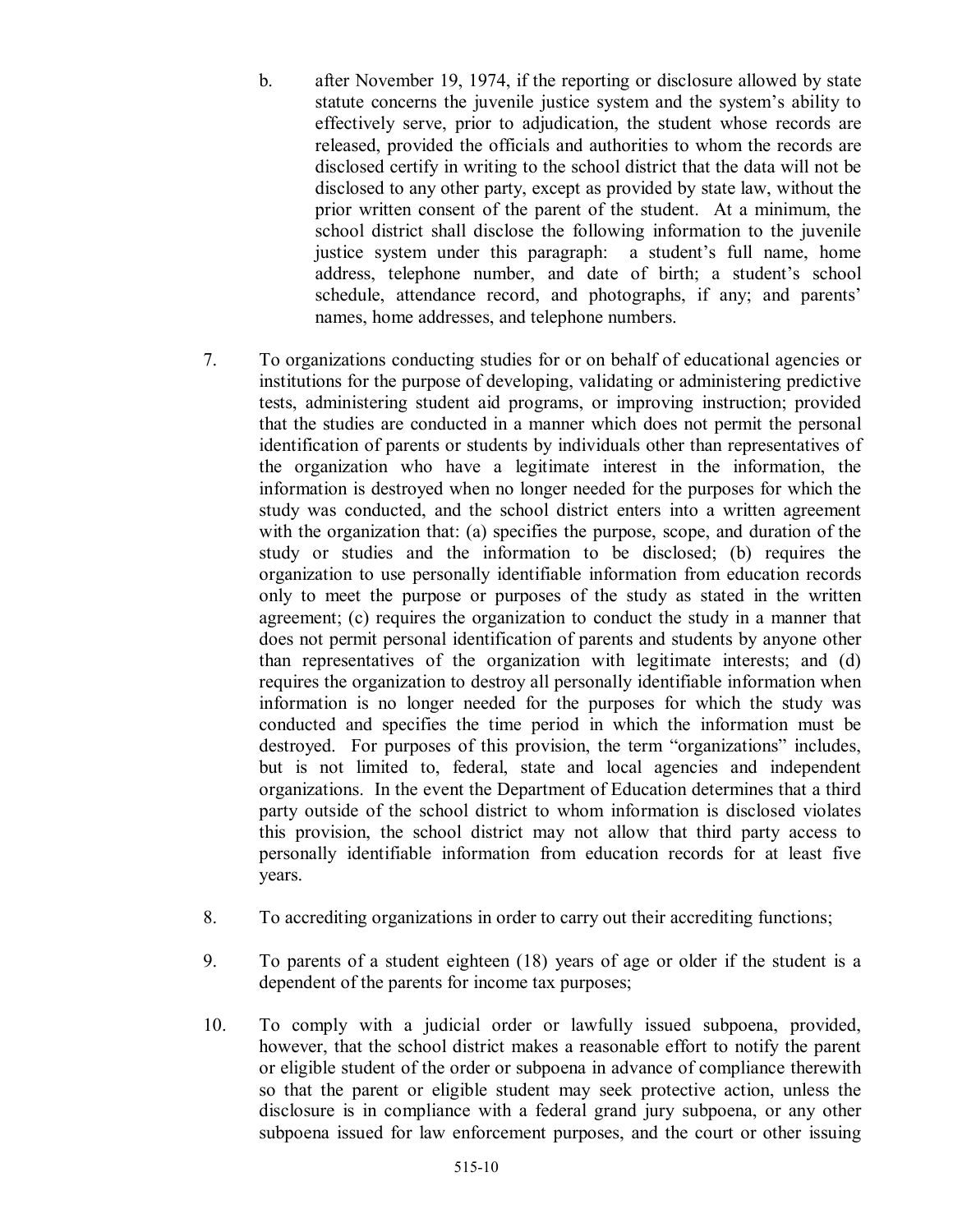b. after November 19, 1974, if the reporting or disclosure allowed by state statute concerns the juvenile justice system and the system's ability to effectively serve, prior to adjudication, the student whose records are released, provided the officials and authorities to whom the records are disclosed certify in writing to the school district that the data will not be disclosed to any other party, except as provided by state law, without the prior written consent of the parent of the student. At a minimum, the school district shall disclose the following information to the juvenile justice system under this paragraph: a student's full name, home address, telephone number, and date of birth; a student's school schedule, attendance record, and photographs, if any; and parents' names, home addresses, and telephone numbers.

7. To organizations conducting studies for or on behalf of educational agencies or institutions for the purpose of developing, validating or administering predictive tests, administering student aid programs, or improving instruction; provided that the studies are conducted in a manner which does not permit the personal identification of parents or students by individuals other than representatives of the organization who have a legitimate interest in the information, the information is destroyed when no longer needed for the purposes for which the study was conducted, and the school district enters into a written agreement with the organization that: (a) specifies the purpose, scope, and duration of the study or studies and the information to be disclosed; (b) requires the organization to use personally identifiable information from education records only to meet the purpose or purposes of the study as stated in the written agreement; (c) requires the organization to conduct the study in a manner that does not permit personal identification of parents and students by anyone other than representatives of the organization with legitimate interests; and (d) requires the organization to destroy all personally identifiable information when information is no longer needed for the purposes for which the study was conducted and specifies the time period in which the information must be destroyed. For purposes of this provision, the term "organizations" includes, but is not limited to, federal, state and local agencies and independent organizations. In the event the Department of Education determines that a third party outside of the school district to whom information is disclosed violates this provision, the school district may not allow that third party access to personally identifiable information from education records for at least five years.

8. To accrediting organizations in order to carry out their accrediting functions;

9. To parents of a student eighteen (18) years of age or older if the student is a dependent of the parents for income tax purposes;

10. To comply with a judicial order or lawfully issued subpoena, provided, however, that the school district makes a reasonable effort to notify the parent or eligible student of the order or subpoena in advance of compliance therewith so that the parent or eligible student may seek protective action, unless the disclosure is in compliance with a federal grand jury subpoena, or any other subpoena issued for law enforcement purposes, and the court or other issuing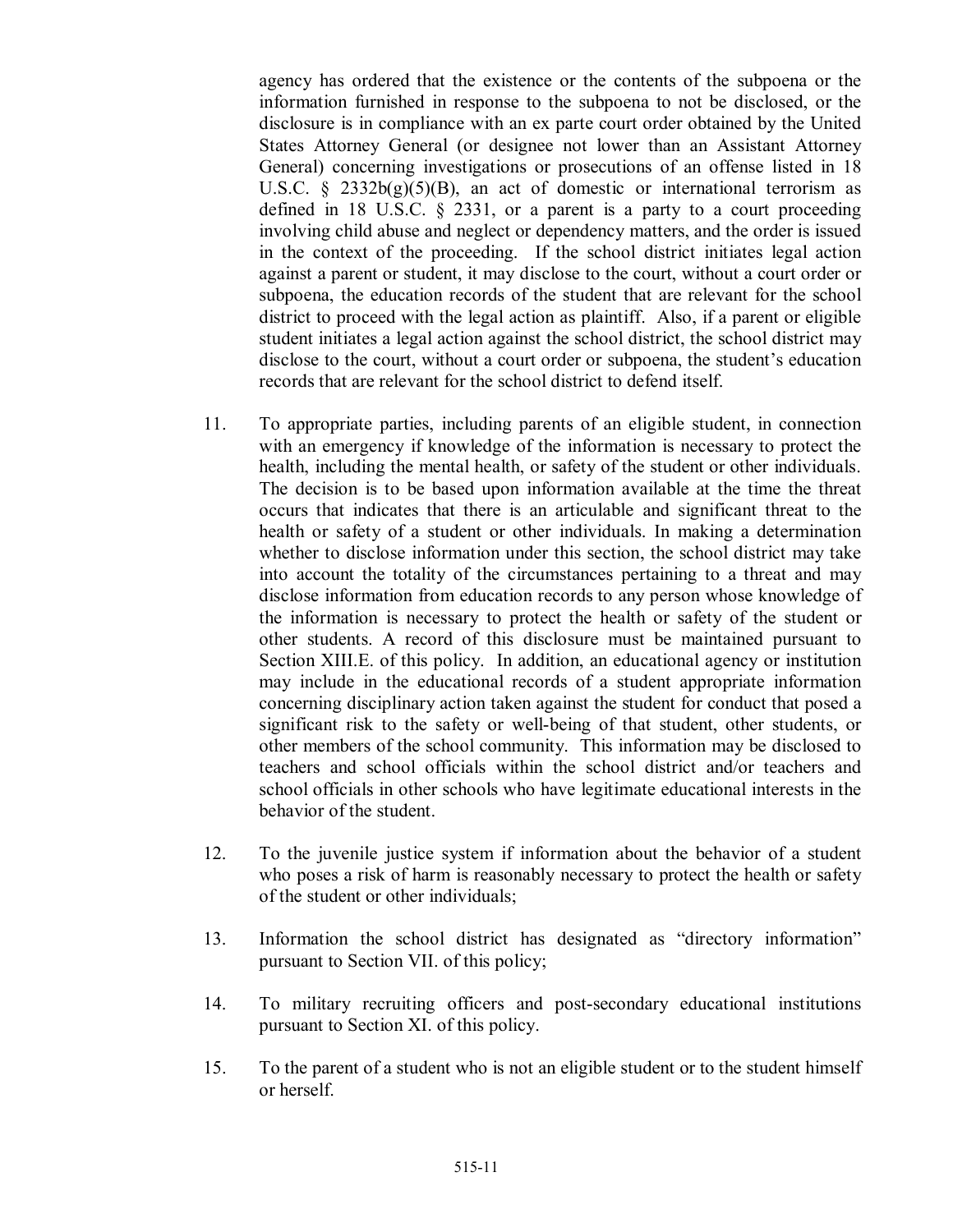agency has ordered that the existence or the contents of the subpoena or the information furnished in response to the subpoena to not be disclosed, or the disclosure is in compliance with an ex parte court order obtained by the United States Attorney General (or designee not lower than an Assistant Attorney General) concerning investigations or prosecutions of an offense listed in 18 U.S.C. § 2332b(g)(5)(B), an act of domestic or international terrorism as defined in 18 U.S.C. § 2331, or a parent is a party to a court proceeding involving child abuse and neglect or dependency matters, and the order is issued in the context of the proceeding. If the school district initiates legal action against a parent or student, it may disclose to the court, without a court order or subpoena, the education records of the student that are relevant for the school district to proceed with the legal action as plaintiff. Also, if a parent or eligible student initiates a legal action against the school district, the school district may disclose to the court, without a court order or subpoena, the student's education records that are relevant for the school district to defend itself.

11. To appropriate parties, including parents of an eligible student, in connection with an emergency if knowledge of the information is necessary to protect the health, including the mental health, or safety of the student or other individuals. The decision is to be based upon information available at the time the threat occurs that indicates that there is an articulable and significant threat to the health or safety of a student or other individuals. In making a determination whether to disclose information under this section, the school district may take into account the totality of the circumstances pertaining to a threat and may disclose information from education records to any person whose knowledge of the information is necessary to protect the health or safety of the student or other students. A record of this disclosure must be maintained pursuant to Section XIII.E. of this policy. In addition, an educational agency or institution may include in the educational records of a student appropriate information concerning disciplinary action taken against the student for conduct that posed a significant risk to the safety or well-being of that student, other students, or other members of the school community. This information may be disclosed to teachers and school officials within the school district and/or teachers and school officials in other schools who have legitimate educational interests in the behavior of the student.

12. To the juvenile justice system if information about the behavior of a student who poses a risk of harm is reasonably necessary to protect the health or safety of the student or other individuals;

13. Information the school district has designated as "directory information" pursuant to Section VII. of this policy;

14. To military recruiting officers and post-secondary educational institutions pursuant to Section XI. of this policy.

15. To the parent of a student who is not an eligible student or to the student himself or herself.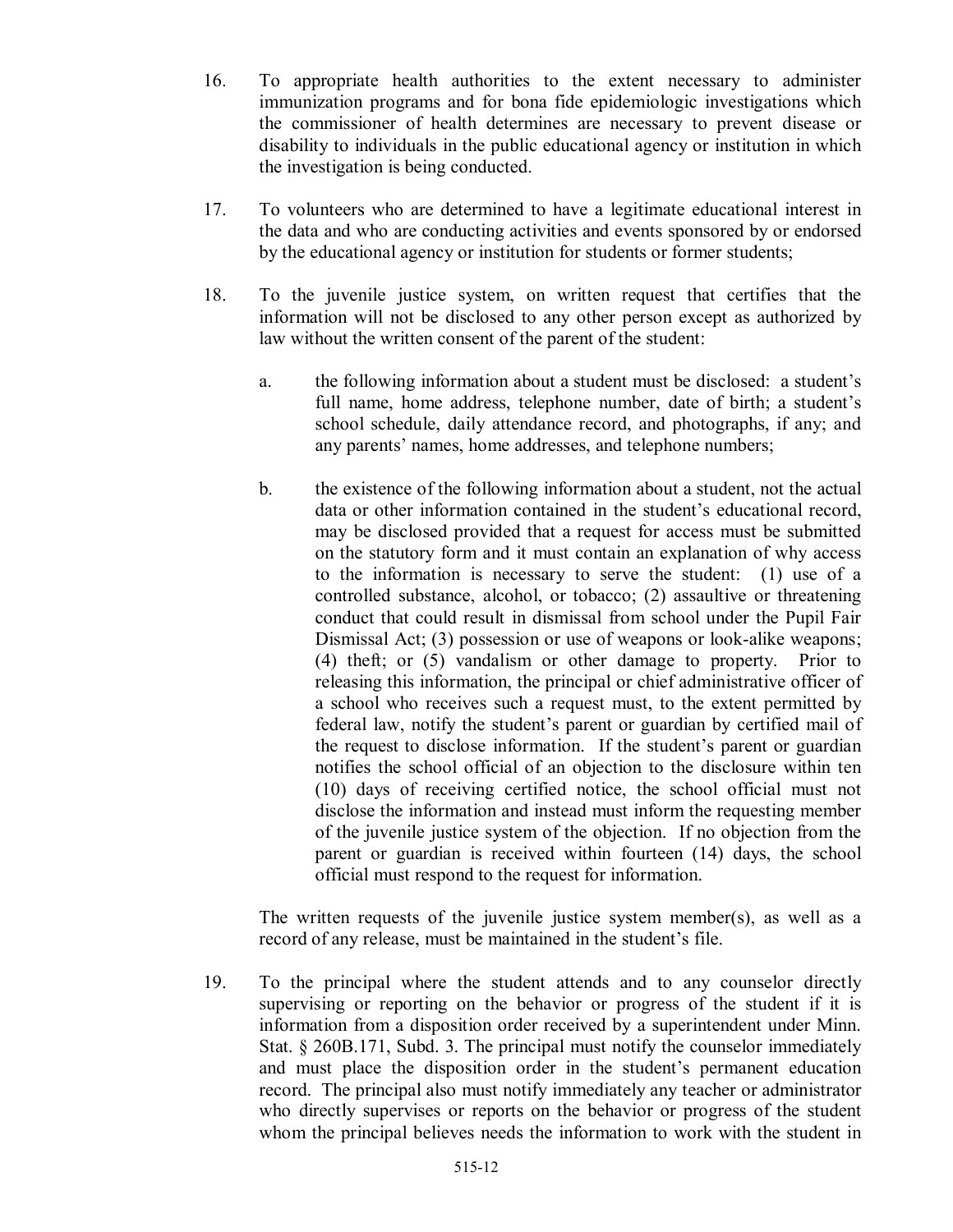16. To appropriate health authorities to the extent necessary to administer immunization programs and for bona fide epidemiologic investigations which the commissioner of health determines are necessary to prevent disease or disability to individuals in the public educational agency or institution in which the investigation is being conducted.

17. To volunteers who are determined to have a legitimate educational interest in the data and who are conducting activities and events sponsored by or endorsed by the educational agency or institution for students or former students;

18. To the juvenile justice system, on written request that certifies that the information will not be disclosed to any other person except as authorized by law without the written consent of the parent of the student:

    a. the following information about a student must be disclosed: a student's full name, home address, telephone number, date of birth; a student's school schedule, daily attendance record, and photographs, if any; and any parents' names, home addresses, and telephone numbers;

    b. the existence of the following information about a student, not the actual data or other information contained in the student's educational record, may be disclosed provided that a request for access must be submitted on the statutory form and it must contain an explanation of why access to the information is necessary to serve the student: (1) use of a controlled substance, alcohol, or tobacco; (2) assaultive or threatening conduct that could result in dismissal from school under the Pupil Fair Dismissal Act; (3) possession or use of weapons or look-alike weapons; (4) theft; or (5) vandalism or other damage to property. Prior to releasing this information, the principal or chief administrative officer of a school who receives such a request must, to the extent permitted by federal law, notify the student's parent or guardian by certified mail of the request to disclose information. If the student's parent or guardian notifies the school official of an objection to the disclosure within ten (10) days of receiving certified notice, the school official must not disclose the information and instead must inform the requesting member of the juvenile justice system of the objection. If no objection from the parent or guardian is received within fourteen (14) days, the school official must respond to the request for information.

    The written requests of the juvenile justice system member(s), as well as a record of any release, must be maintained in the student's file.

19. To the principal where the student attends and to any counselor directly supervising or reporting on the behavior or progress of the student if it is information from a disposition order received by a superintendent under Minn. Stat. § 260B.171, Subd. 3. The principal must notify the counselor immediately and must place the disposition order in the student's permanent education record. The principal also must notify immediately any teacher or administrator who directly supervises or reports on the behavior or progress of the student whom the principal believes needs the information to work with the student in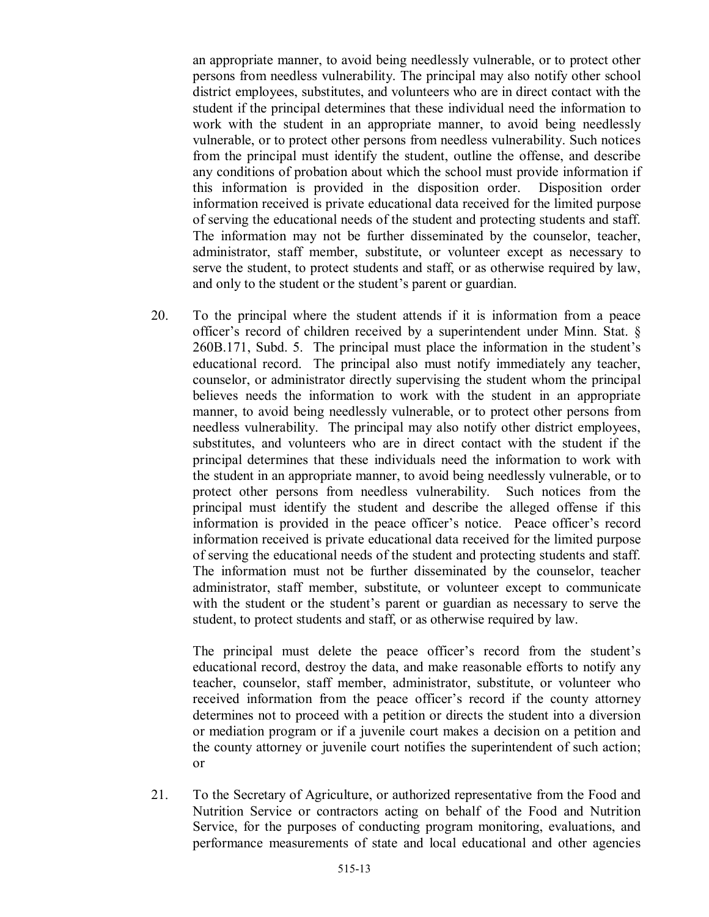an appropriate manner, to avoid being needlessly vulnerable, or to protect other persons from needless vulnerability. The principal may also notify other school district employees, substitutes, and volunteers who are in direct contact with the student if the principal determines that these individual need the information to work with the student in an appropriate manner, to avoid being needlessly vulnerable, or to protect other persons from needless vulnerability. Such notices from the principal must identify the student, outline the offense, and describe any conditions of probation about which the school must provide information if this information is provided in the disposition order. Disposition order information received is private educational data received for the limited purpose of serving the educational needs of the student and protecting students and staff. The information may not be further disseminated by the counselor, teacher, administrator, staff member, substitute, or volunteer except as necessary to serve the student, to protect students and staff, or as otherwise required by law, and only to the student or the student's parent or guardian.

20. To the principal where the student attends if it is information from a peace officer's record of children received by a superintendent under Minn. Stat. § 260B.171, Subd. 5. The principal must place the information in the student's educational record. The principal also must notify immediately any teacher, counselor, or administrator directly supervising the student whom the principal believes needs the information to work with the student in an appropriate manner, to avoid being needlessly vulnerable, or to protect other persons from needless vulnerability. The principal may also notify other district employees, substitutes, and volunteers who are in direct contact with the student if the principal determines that these individuals need the information to work with the student in an appropriate manner, to avoid being needlessly vulnerable, or to protect other persons from needless vulnerability. Such notices from the principal must identify the student and describe the alleged offense if this information is provided in the peace officer's notice. Peace officer's record information received is private educational data received for the limited purpose of serving the educational needs of the student and protecting students and staff. The information must not be further disseminated by the counselor, teacher administrator, staff member, substitute, or volunteer except to communicate with the student or the student's parent or guardian as necessary to serve the student, to protect students and staff, or as otherwise required by law.

    The principal must delete the peace officer's record from the student's educational record, destroy the data, and make reasonable efforts to notify any teacher, counselor, staff member, administrator, substitute, or volunteer who received information from the peace officer's record if the county attorney determines not to proceed with a petition or directs the student into a diversion or mediation program or if a juvenile court makes a decision on a petition and the county attorney or juvenile court notifies the superintendent of such action; or

21. To the Secretary of Agriculture, or authorized representative from the Food and Nutrition Service or contractors acting on behalf of the Food and Nutrition Service, for the purposes of conducting program monitoring, evaluations, and performance measurements of state and local educational and other agencies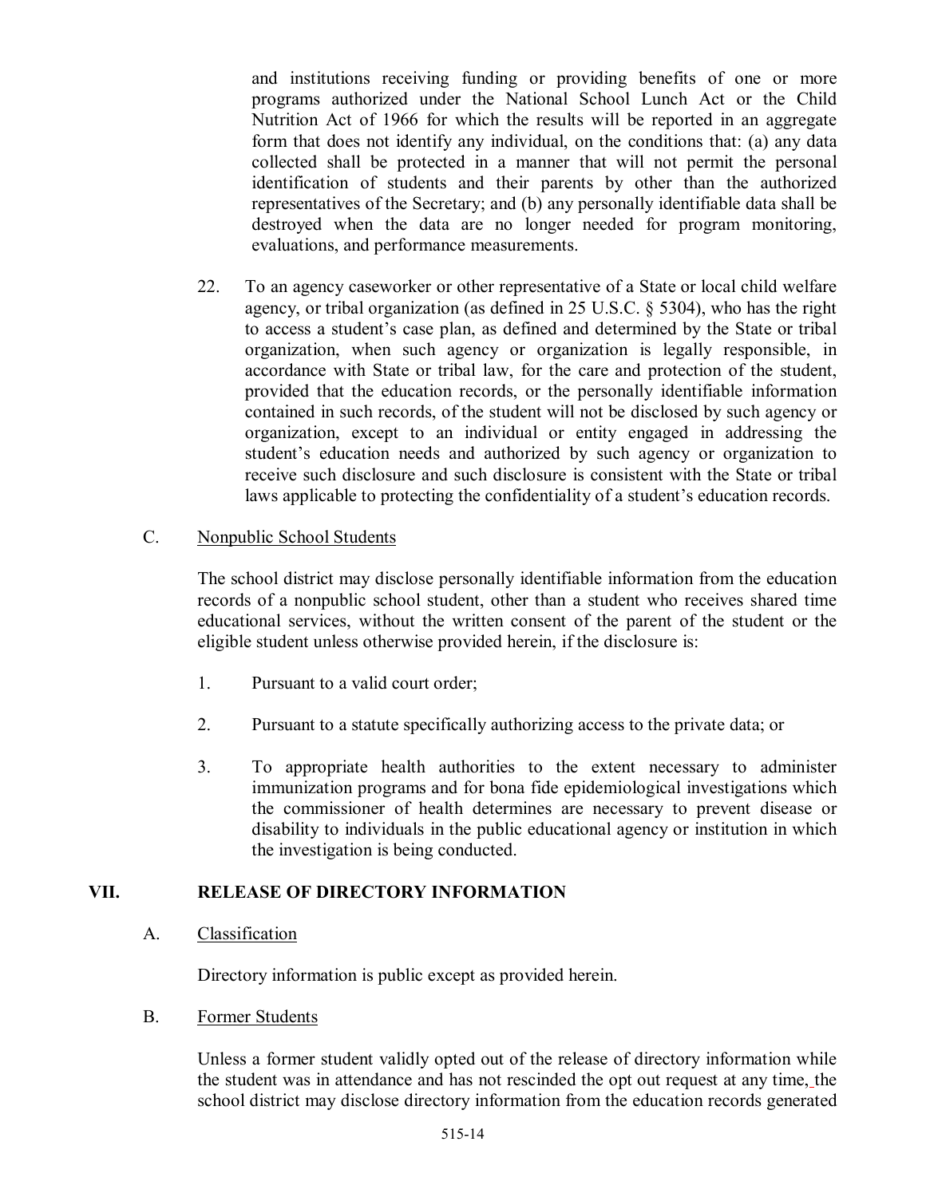and institutions receiving funding or providing benefits of one or more programs authorized under the National School Lunch Act or the Child Nutrition Act of 1966 for which the results will be reported in an aggregate form that does not identify any individual, on the conditions that: (a) any data collected shall be protected in a manner that will not permit the personal identification of students and their parents by other than the authorized representatives of the Secretary; and (b) any personally identifiable data shall be destroyed when the data are no longer needed for program monitoring, evaluations, and performance measurements.

22. To an agency caseworker or other representative of a State or local child welfare agency, or tribal organization (as defined in 25 U.S.C. § 5304), who has the right to access a student's case plan, as defined and determined by the State or tribal organization, when such agency or organization is legally responsible, in accordance with State or tribal law, for the care and protection of the student, provided that the education records, or the personally identifiable information contained in such records, of the student will not be disclosed by such agency or organization, except to an individual or entity engaged in addressing the student's education needs and authorized by such agency or organization to receive such disclosure and such disclosure is consistent with the State or tribal laws applicable to protecting the confidentiality of a student's education records.

C. <u>Nonpublic School Students</u>

The school district may disclose personally identifiable information from the education records of a nonpublic school student, other than a student who receives shared time educational services, without the written consent of the parent of the student or the eligible student unless otherwise provided herein, if the disclosure is:

1. Pursuant to a valid court order;

2. Pursuant to a statute specifically authorizing access to the private data; or

3. To appropriate health authorities to the extent necessary to administer immunization programs and for bona fide epidemiological investigations which the commissioner of health determines are necessary to prevent disease or disability to individuals in the public educational agency or institution in which the investigation is being conducted.

## VII. RELEASE OF DIRECTORY INFORMATION

A. <u>Classification</u>

Directory information is public except as provided herein.

B. <u>Former Students</u>

Unless a former student validly opted out of the release of directory information while the student was in attendance and has not rescinded the opt out request at any time, the school district may disclose directory information from the education records generated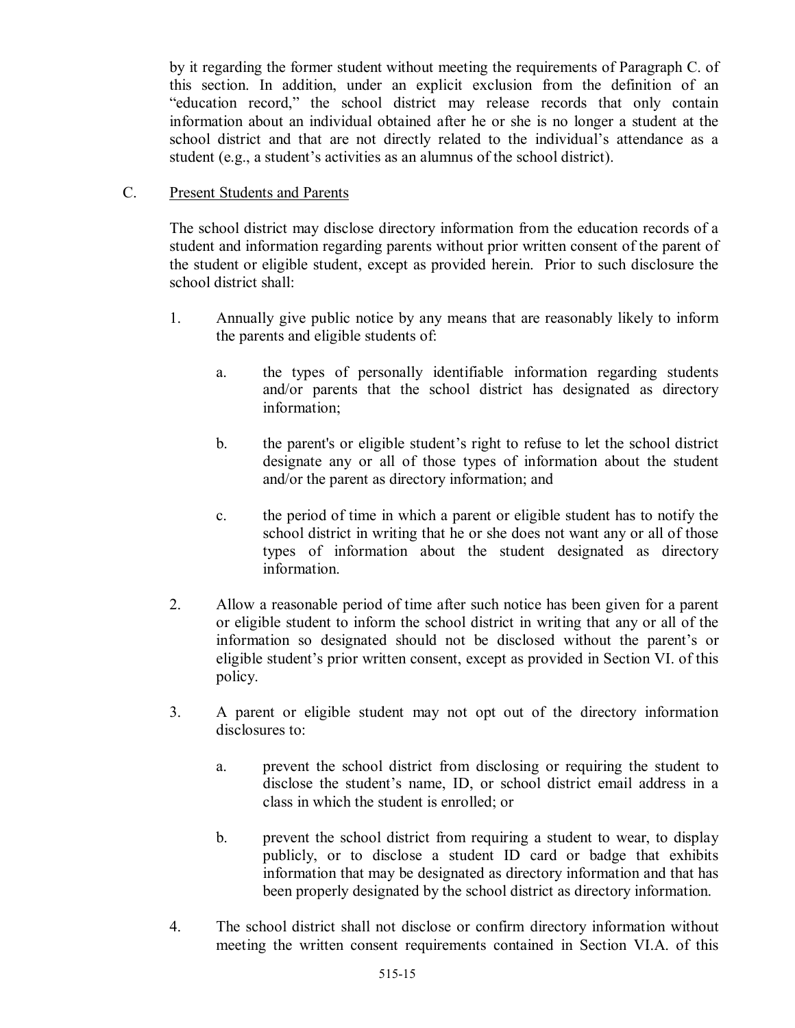by it regarding the former student without meeting the requirements of Paragraph C. of this section. In addition, under an explicit exclusion from the definition of an "education record," the school district may release records that only contain information about an individual obtained after he or she is no longer a student at the school district and that are not directly related to the individual's attendance as a student (e.g., a student's activities as an alumnus of the school district).

C. Present Students and Parents

The school district may disclose directory information from the education records of a student and information regarding parents without prior written consent of the parent of the student or eligible student, except as provided herein. Prior to such disclosure the school district shall:

1. Annually give public notice by any means that are reasonably likely to inform the parents and eligible students of:

   a. the types of personally identifiable information regarding students and/or parents that the school district has designated as directory information;

   b. the parent's or eligible student's right to refuse to let the school district designate any or all of those types of information about the student and/or the parent as directory information; and

   c. the period of time in which a parent or eligible student has to notify the school district in writing that he or she does not want any or all of those types of information about the student designated as directory information.

2. Allow a reasonable period of time after such notice has been given for a parent or eligible student to inform the school district in writing that any or all of the information so designated should not be disclosed without the parent's or eligible student's prior written consent, except as provided in Section VI. of this policy.

3. A parent or eligible student may not opt out of the directory information disclosures to:

   a. prevent the school district from disclosing or requiring the student to disclose the student's name, ID, or school district email address in a class in which the student is enrolled; or

   b. prevent the school district from requiring a student to wear, to display publicly, or to disclose a student ID card or badge that exhibits information that may be designated as directory information and that has been properly designated by the school district as directory information.

4. The school district shall not disclose or confirm directory information without meeting the written consent requirements contained in Section VI.A. of this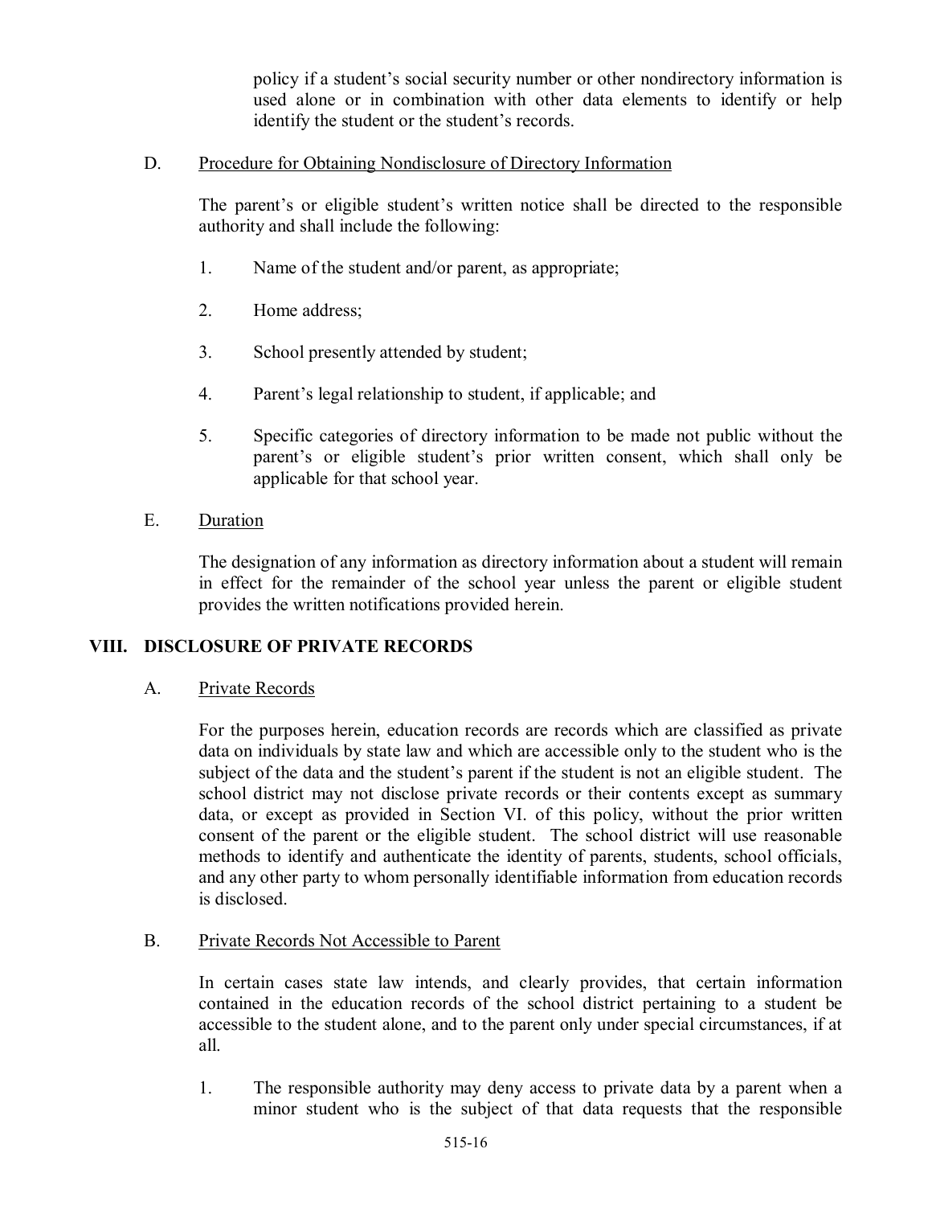policy if a student's social security number or other nondirectory information is used alone or in combination with other data elements to identify or help identify the student or the student's records.

D. Procedure for Obtaining Nondisclosure of Directory Information

The parent's or eligible student's written notice shall be directed to the responsible authority and shall include the following:

1. Name of the student and/or parent, as appropriate;

2. Home address;

3. School presently attended by student;

4. Parent's legal relationship to student, if applicable; and

5. Specific categories of directory information to be made not public without the parent's or eligible student's prior written consent, which shall only be applicable for that school year.

E. Duration

The designation of any information as directory information about a student will remain in effect for the remainder of the school year unless the parent or eligible student provides the written notifications provided herein.

## VIII. DISCLOSURE OF PRIVATE RECORDS

A. Private Records

For the purposes herein, education records are records which are classified as private data on individuals by state law and which are accessible only to the student who is the subject of the data and the student's parent if the student is not an eligible student. The school district may not disclose private records or their contents except as summary data, or except as provided in Section VI. of this policy, without the prior written consent of the parent or the eligible student. The school district will use reasonable methods to identify and authenticate the identity of parents, students, school officials, and any other party to whom personally identifiable information from education records is disclosed.

B. Private Records Not Accessible to Parent

In certain cases state law intends, and clearly provides, that certain information contained in the education records of the school district pertaining to a student be accessible to the student alone, and to the parent only under special circumstances, if at all.

1. The responsible authority may deny access to private data by a parent when a minor student who is the subject of that data requests that the responsible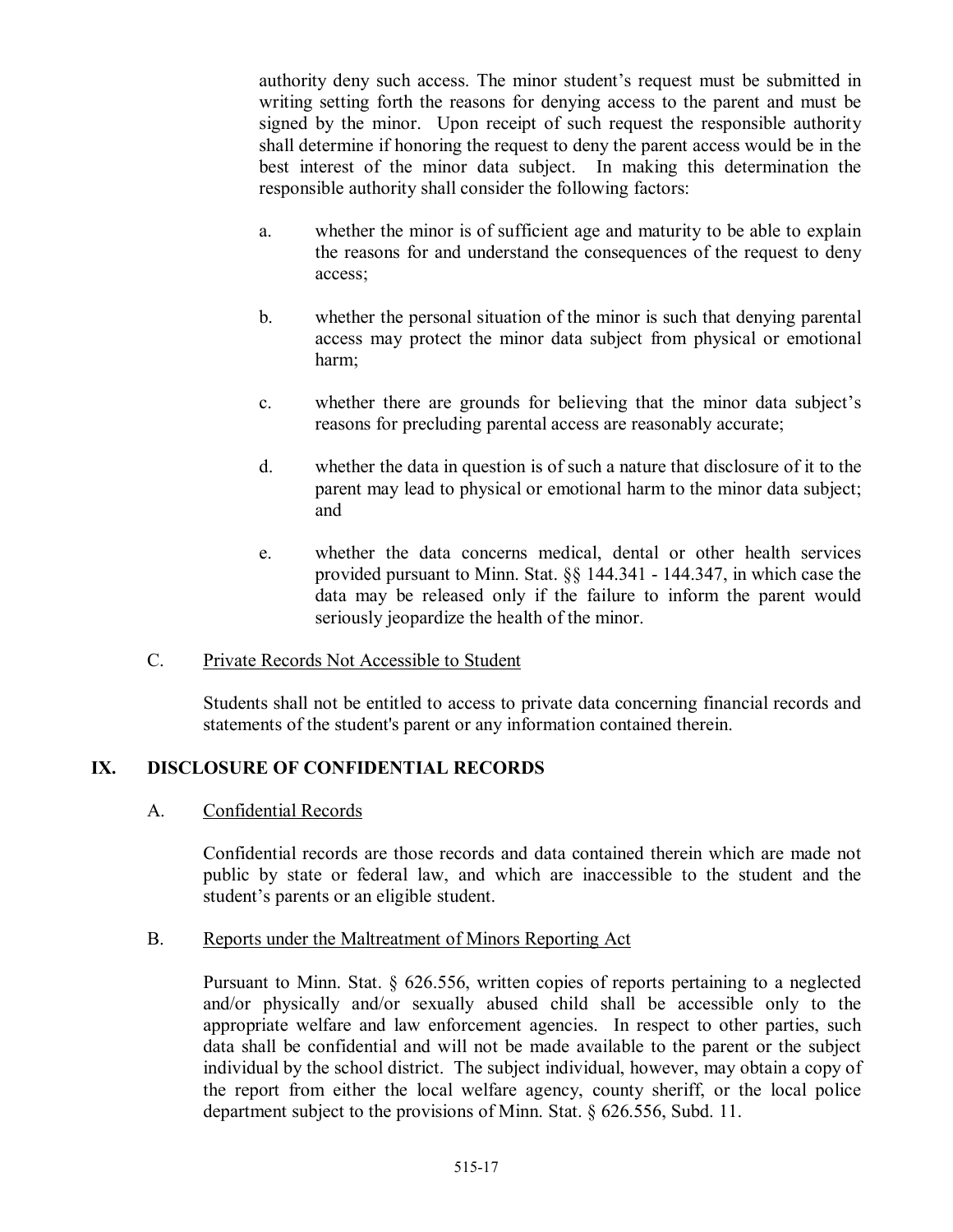authority deny such access. The minor student's request must be submitted in writing setting forth the reasons for denying access to the parent and must be signed by the minor. Upon receipt of such request the responsible authority shall determine if honoring the request to deny the parent access would be in the best interest of the minor data subject. In making this determination the responsible authority shall consider the following factors:

a. whether the minor is of sufficient age and maturity to be able to explain the reasons for and understand the consequences of the request to deny access;

b. whether the personal situation of the minor is such that denying parental access may protect the minor data subject from physical or emotional harm;

c. whether there are grounds for believing that the minor data subject's reasons for precluding parental access are reasonably accurate;

d. whether the data in question is of such a nature that disclosure of it to the parent may lead to physical or emotional harm to the minor data subject; and

e. whether the data concerns medical, dental or other health services provided pursuant to Minn. Stat. §§ 144.341 - 144.347, in which case the data may be released only if the failure to inform the parent would seriously jeopardize the health of the minor.

C. <u>Private Records Not Accessible to Student</u>

Students shall not be entitled to access to private data concerning financial records and statements of the student's parent or any information contained therein.

## IX. DISCLOSURE OF CONFIDENTIAL RECORDS

A. <u>Confidential Records</u>

Confidential records are those records and data contained therein which are made not public by state or federal law, and which are inaccessible to the student and the student's parents or an eligible student.

B. <u>Reports under the Maltreatment of Minors Reporting Act</u>

Pursuant to Minn. Stat. § 626.556, written copies of reports pertaining to a neglected and/or physically and/or sexually abused child shall be accessible only to the appropriate welfare and law enforcement agencies. In respect to other parties, such data shall be confidential and will not be made available to the parent or the subject individual by the school district. The subject individual, however, may obtain a copy of the report from either the local welfare agency, county sheriff, or the local police department subject to the provisions of Minn. Stat. § 626.556, Subd. 11.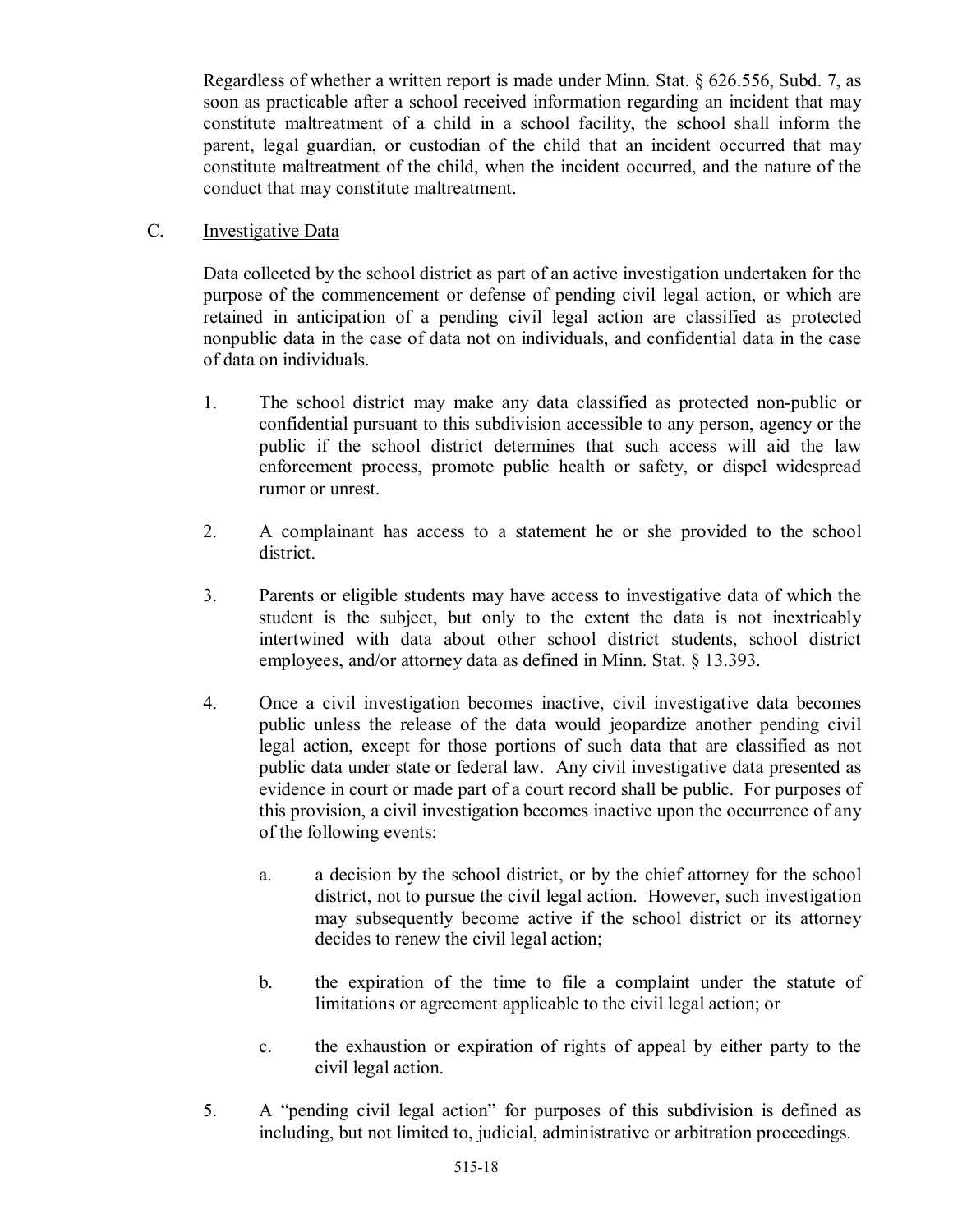Regardless of whether a written report is made under Minn. Stat. § 626.556, Subd. 7, as soon as practicable after a school received information regarding an incident that may constitute maltreatment of a child in a school facility, the school shall inform the parent, legal guardian, or custodian of the child that an incident occurred that may constitute maltreatment of the child, when the incident occurred, and the nature of the conduct that may constitute maltreatment.

C. Investigative Data

Data collected by the school district as part of an active investigation undertaken for the purpose of the commencement or defense of pending civil legal action, or which are retained in anticipation of a pending civil legal action are classified as protected nonpublic data in the case of data not on individuals, and confidential data in the case of data on individuals.

1. The school district may make any data classified as protected non-public or confidential pursuant to this subdivision accessible to any person, agency or the public if the school district determines that such access will aid the law enforcement process, promote public health or safety, or dispel widespread rumor or unrest.

2. A complainant has access to a statement he or she provided to the school district.

3. Parents or eligible students may have access to investigative data of which the student is the subject, but only to the extent the data is not inextricably intertwined with data about other school district students, school district employees, and/or attorney data as defined in Minn. Stat. § 13.393.

4. Once a civil investigation becomes inactive, civil investigative data becomes public unless the release of the data would jeopardize another pending civil legal action, except for those portions of such data that are classified as not public data under state or federal law. Any civil investigative data presented as evidence in court or made part of a court record shall be public. For purposes of this provision, a civil investigation becomes inactive upon the occurrence of any of the following events:

   a. a decision by the school district, or by the chief attorney for the school district, not to pursue the civil legal action. However, such investigation may subsequently become active if the school district or its attorney decides to renew the civil legal action;

   b. the expiration of the time to file a complaint under the statute of limitations or agreement applicable to the civil legal action; or

   c. the exhaustion or expiration of rights of appeal by either party to the civil legal action.

5. A "pending civil legal action" for purposes of this subdivision is defined as including, but not limited to, judicial, administrative or arbitration proceedings.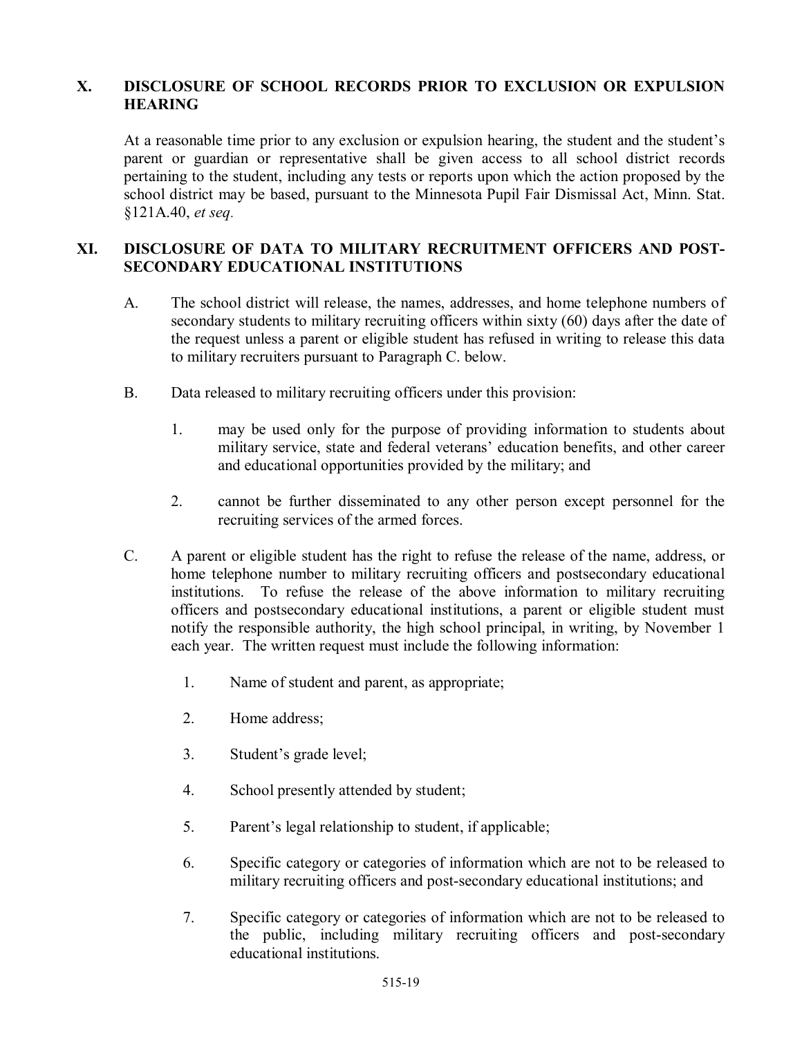## X. DISCLOSURE OF SCHOOL RECORDS PRIOR TO EXCLUSION OR EXPULSION HEARING

At a reasonable time prior to any exclusion or expulsion hearing, the student and the student's parent or guardian or representative shall be given access to all school district records pertaining to the student, including any tests or reports upon which the action proposed by the school district may be based, pursuant to the Minnesota Pupil Fair Dismissal Act, Minn. Stat. §121A.40, *et seq.*

## XI. DISCLOSURE OF DATA TO MILITARY RECRUITMENT OFFICERS AND POST-SECONDARY EDUCATIONAL INSTITUTIONS

A. The school district will release, the names, addresses, and home telephone numbers of secondary students to military recruiting officers within sixty (60) days after the date of the request unless a parent or eligible student has refused in writing to release this data to military recruiters pursuant to Paragraph C. below.

B. Data released to military recruiting officers under this provision:

1. may be used only for the purpose of providing information to students about military service, state and federal veterans' education benefits, and other career and educational opportunities provided by the military; and

2. cannot be further disseminated to any other person except personnel for the recruiting services of the armed forces.

C. A parent or eligible student has the right to refuse the release of the name, address, or home telephone number to military recruiting officers and postsecondary educational institutions. To refuse the release of the above information to military recruiting officers and postsecondary educational institutions, a parent or eligible student must notify the responsible authority, the high school principal, in writing, by November 1 each year. The written request must include the following information:

1. Name of student and parent, as appropriate;

2. Home address;

3. Student's grade level;

4. School presently attended by student;

5. Parent's legal relationship to student, if applicable;

6. Specific category or categories of information which are not to be released to military recruiting officers and post-secondary educational institutions; and

7. Specific category or categories of information which are not to be released to the public, including military recruiting officers and post-secondary educational institutions.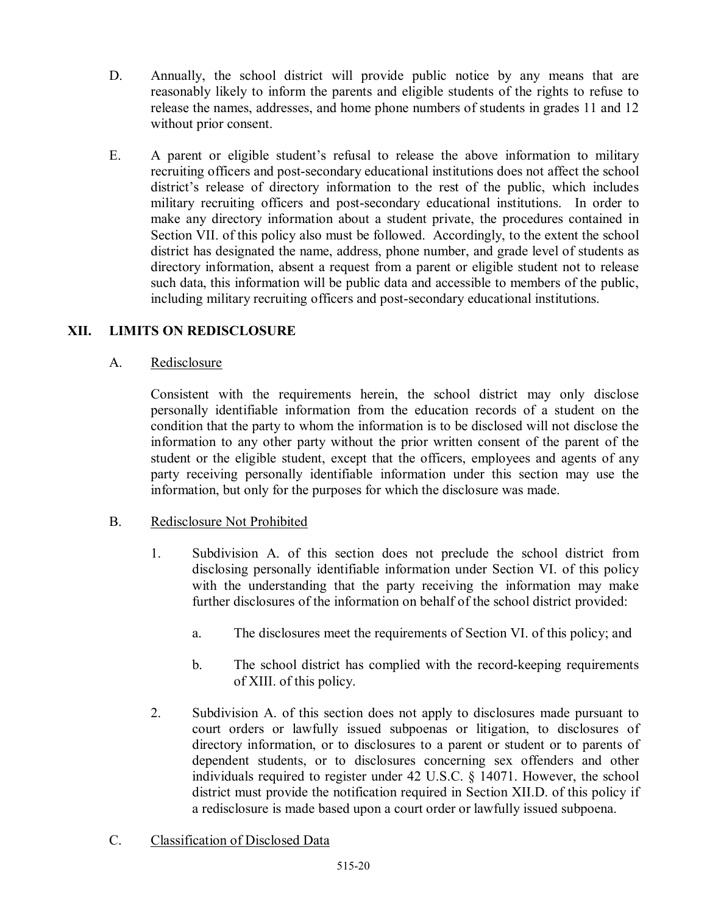D. Annually, the school district will provide public notice by any means that are reasonably likely to inform the parents and eligible students of the rights to refuse to release the names, addresses, and home phone numbers of students in grades 11 and 12 without prior consent.

E. A parent or eligible student's refusal to release the above information to military recruiting officers and post-secondary educational institutions does not affect the school district's release of directory information to the rest of the public, which includes military recruiting officers and post-secondary educational institutions. In order to make any directory information about a student private, the procedures contained in Section VII. of this policy also must be followed. Accordingly, to the extent the school district has designated the name, address, phone number, and grade level of students as directory information, absent a request from a parent or eligible student not to release such data, this information will be public data and accessible to members of the public, including military recruiting officers and post-secondary educational institutions.

## XII. LIMITS ON REDISCLOSURE

A. Redisclosure

Consistent with the requirements herein, the school district may only disclose personally identifiable information from the education records of a student on the condition that the party to whom the information is to be disclosed will not disclose the information to any other party without the prior written consent of the parent of the student or the eligible student, except that the officers, employees and agents of any party receiving personally identifiable information under this section may use the information, but only for the purposes for which the disclosure was made.

B. Redisclosure Not Prohibited

1. Subdivision A. of this section does not preclude the school district from disclosing personally identifiable information under Section VI. of this policy with the understanding that the party receiving the information may make further disclosures of the information on behalf of the school district provided:

    a. The disclosures meet the requirements of Section VI. of this policy; and

    b. The school district has complied with the record-keeping requirements of XIII. of this policy.

2. Subdivision A. of this section does not apply to disclosures made pursuant to court orders or lawfully issued subpoenas or litigation, to disclosures of directory information, or to disclosures to a parent or student or to parents of dependent students, or to disclosures concerning sex offenders and other individuals required to register under 42 U.S.C. § 14071. However, the school district must provide the notification required in Section XII.D. of this policy if a redisclosure is made based upon a court order or lawfully issued subpoena.

C. Classification of Disclosed Data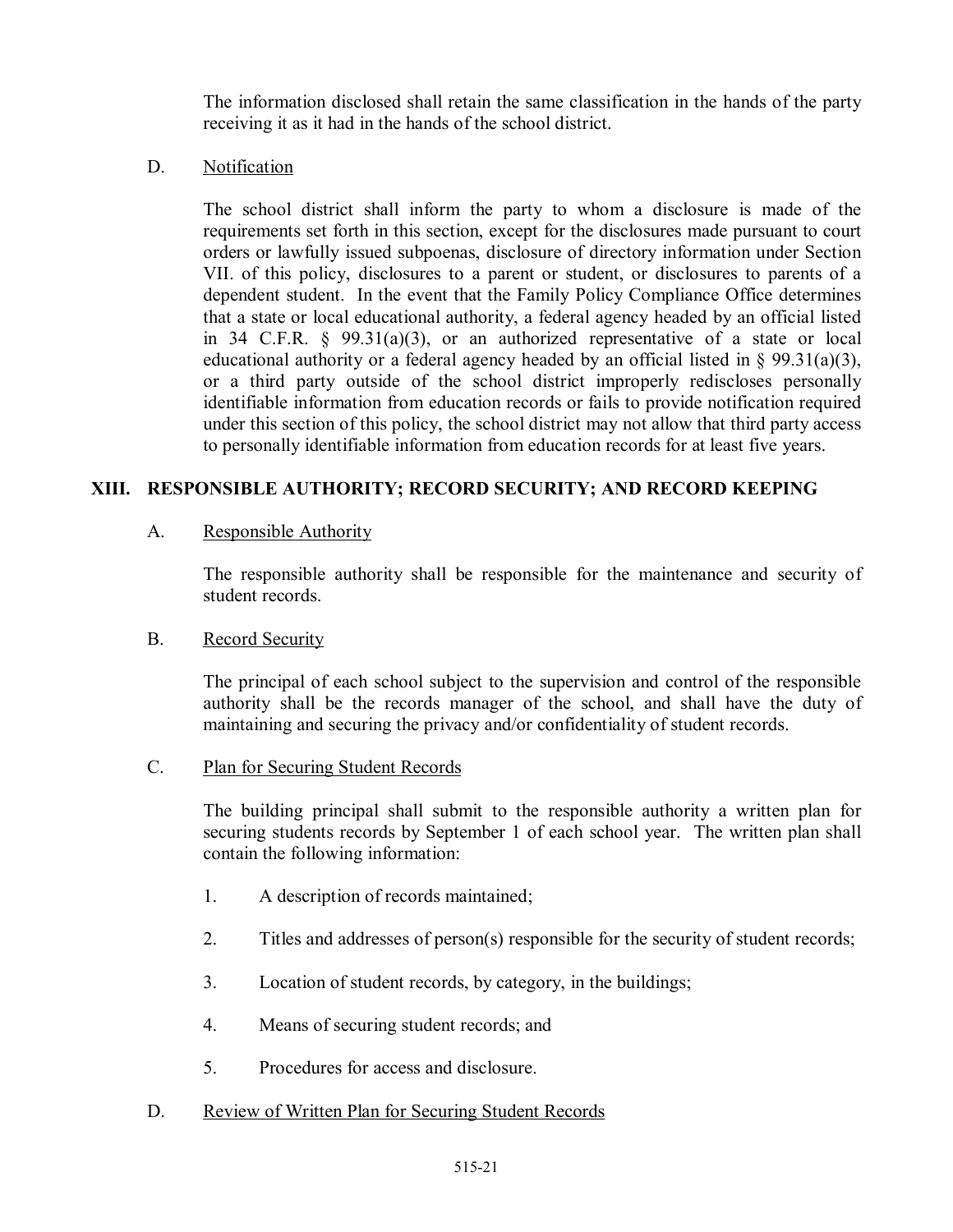The information disclosed shall retain the same classification in the hands of the party receiving it as it had in the hands of the school district.

D. Notification

The school district shall inform the party to whom a disclosure is made of the requirements set forth in this section, except for the disclosures made pursuant to court orders or lawfully issued subpoenas, disclosure of directory information under Section VII. of this policy, disclosures to a parent or student, or disclosures to parents of a dependent student. In the event that the Family Policy Compliance Office determines that a state or local educational authority, a federal agency headed by an official listed in 34 C.F.R. § 99.31(a)(3), or an authorized representative of a state or local educational authority or a federal agency headed by an official listed in § 99.31(a)(3), or a third party outside of the school district improperly rediscloses personally identifiable information from education records or fails to provide notification required under this section of this policy, the school district may not allow that third party access to personally identifiable information from education records for at least five years.

## XIII. RESPONSIBLE AUTHORITY; RECORD SECURITY; AND RECORD KEEPING

A. Responsible Authority

The responsible authority shall be responsible for the maintenance and security of student records.

B. Record Security

The principal of each school subject to the supervision and control of the responsible authority shall be the records manager of the school, and shall have the duty of maintaining and securing the privacy and/or confidentiality of student records.

C. Plan for Securing Student Records

The building principal shall submit to the responsible authority a written plan for securing students records by September 1 of each school year. The written plan shall contain the following information:

1. A description of records maintained;
2. Titles and addresses of person(s) responsible for the security of student records;
3. Location of student records, by category, in the buildings;
4. Means of securing student records; and
5. Procedures for access and disclosure.

D. Review of Written Plan for Securing Student Records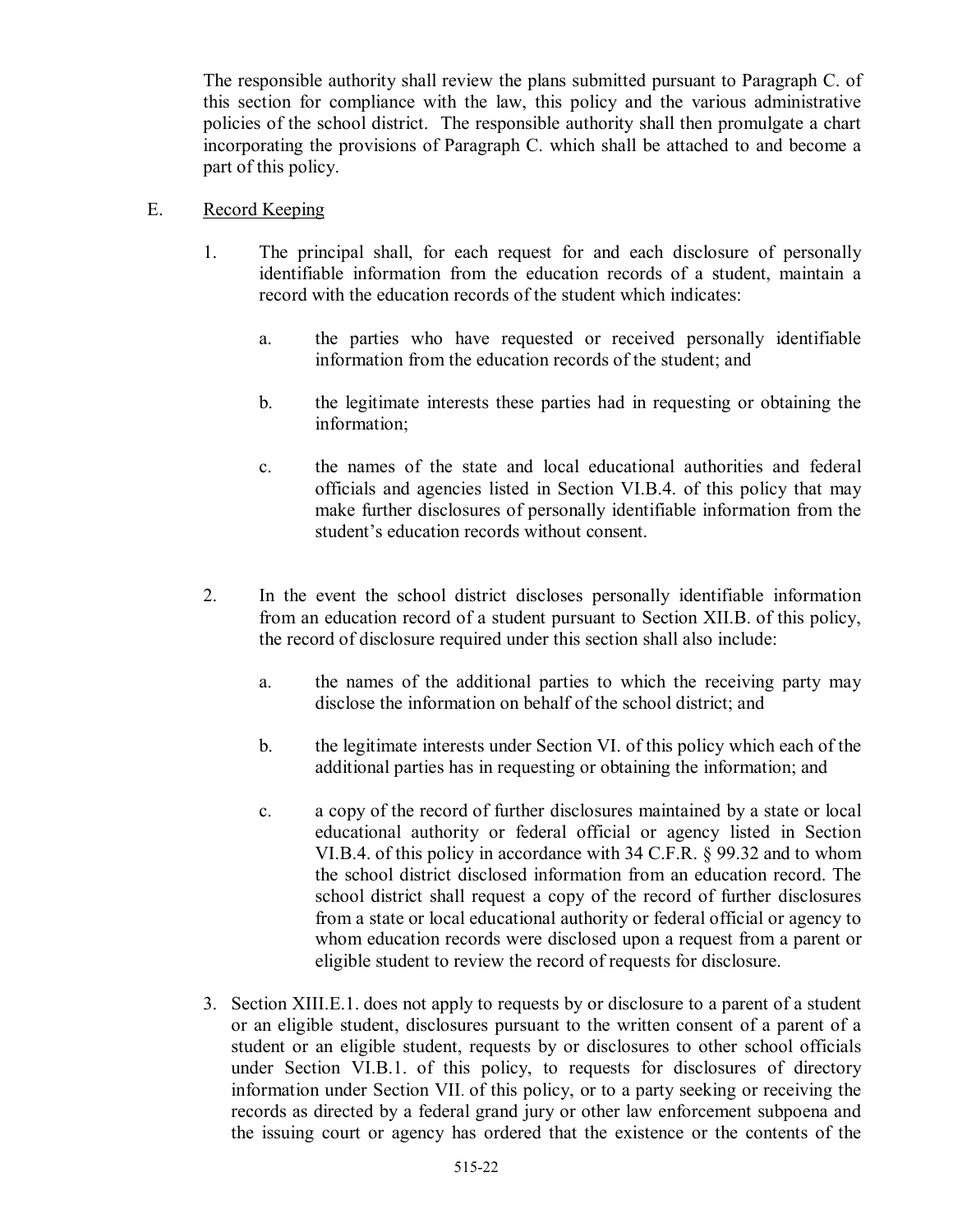The responsible authority shall review the plans submitted pursuant to Paragraph C. of this section for compliance with the law, this policy and the various administrative policies of the school district. The responsible authority shall then promulgate a chart incorporating the provisions of Paragraph C. which shall be attached to and become a part of this policy.

E. Record Keeping

1. The principal shall, for each request for and each disclosure of personally identifiable information from the education records of a student, maintain a record with the education records of the student which indicates:

   a. the parties who have requested or received personally identifiable information from the education records of the student; and

   b. the legitimate interests these parties had in requesting or obtaining the information;

   c. the names of the state and local educational authorities and federal officials and agencies listed in Section VI.B.4. of this policy that may make further disclosures of personally identifiable information from the student's education records without consent.

2. In the event the school district discloses personally identifiable information from an education record of a student pursuant to Section XII.B. of this policy, the record of disclosure required under this section shall also include:

   a. the names of the additional parties to which the receiving party may disclose the information on behalf of the school district; and

   b. the legitimate interests under Section VI. of this policy which each of the additional parties has in requesting or obtaining the information; and

   c. a copy of the record of further disclosures maintained by a state or local educational authority or federal official or agency listed in Section VI.B.4. of this policy in accordance with 34 C.F.R. § 99.32 and to whom the school district disclosed information from an education record. The school district shall request a copy of the record of further disclosures from a state or local educational authority or federal official or agency to whom education records were disclosed upon a request from a parent or eligible student to review the record of requests for disclosure.

3. Section XIII.E.1. does not apply to requests by or disclosure to a parent of a student or an eligible student, disclosures pursuant to the written consent of a parent of a student or an eligible student, requests by or disclosures to other school officials under Section VI.B.1. of this policy, to requests for disclosures of directory information under Section VII. of this policy, or to a party seeking or receiving the records as directed by a federal grand jury or other law enforcement subpoena and the issuing court or agency has ordered that the existence or the contents of the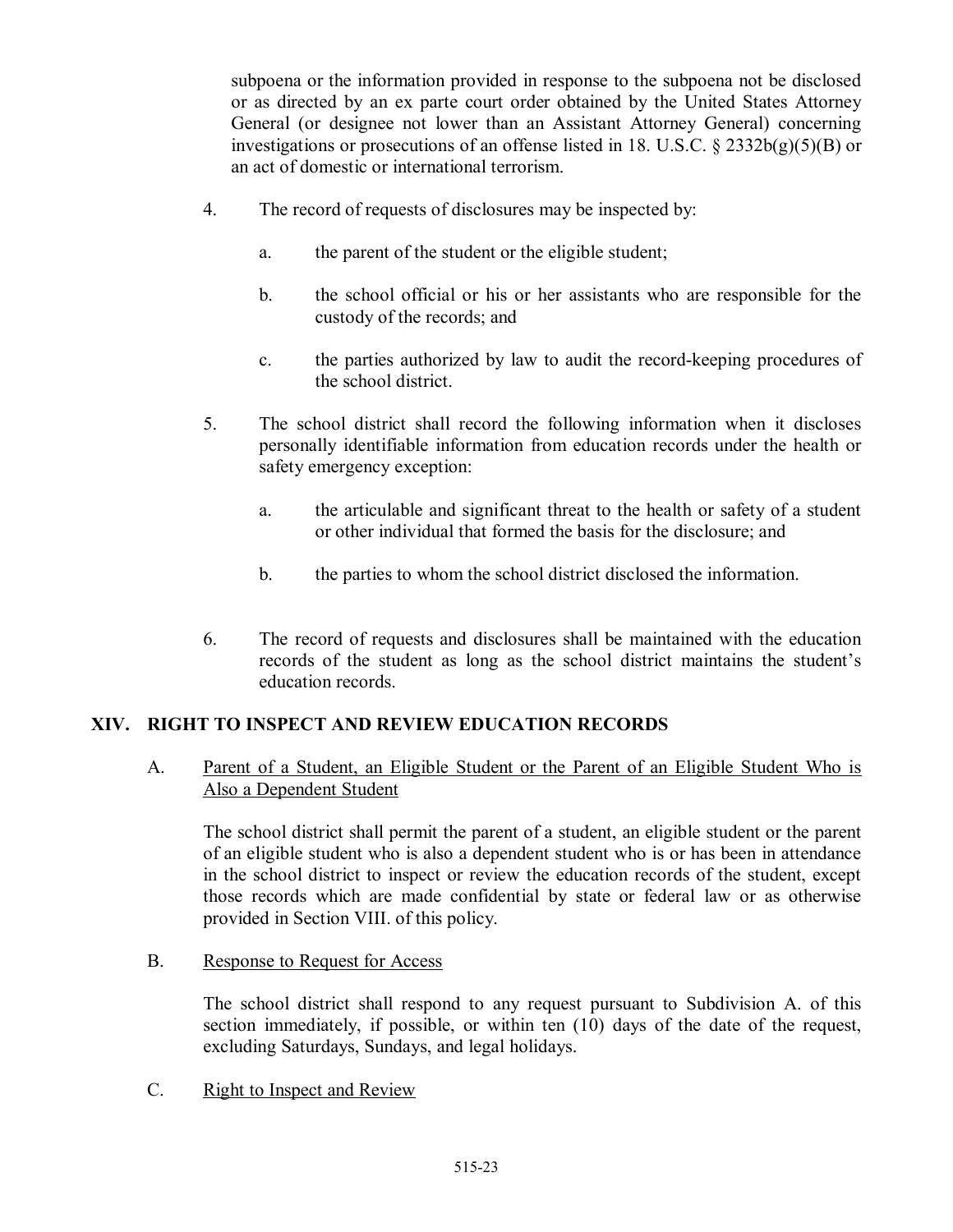subpoena or the information provided in response to the subpoena not be disclosed or as directed by an ex parte court order obtained by the United States Attorney General (or designee not lower than an Assistant Attorney General) concerning investigations or prosecutions of an offense listed in 18. U.S.C. § 2332b(g)(5)(B) or an act of domestic or international terrorism.

4. The record of requests of disclosures may be inspected by:

   a. the parent of the student or the eligible student;

   b. the school official or his or her assistants who are responsible for the custody of the records; and

   c. the parties authorized by law to audit the record-keeping procedures of the school district.

5. The school district shall record the following information when it discloses personally identifiable information from education records under the health or safety emergency exception:

   a. the articulable and significant threat to the health or safety of a student or other individual that formed the basis for the disclosure; and

   b. the parties to whom the school district disclosed the information.

6. The record of requests and disclosures shall be maintained with the education records of the student as long as the school district maintains the student's education records.

## XIV. RIGHT TO INSPECT AND REVIEW EDUCATION RECORDS

A. Parent of a Student, an Eligible Student or the Parent of an Eligible Student Who is Also a Dependent Student

The school district shall permit the parent of a student, an eligible student or the parent of an eligible student who is also a dependent student who is or has been in attendance in the school district to inspect or review the education records of the student, except those records which are made confidential by state or federal law or as otherwise provided in Section VIII. of this policy.

B. Response to Request for Access

The school district shall respond to any request pursuant to Subdivision A. of this section immediately, if possible, or within ten (10) days of the date of the request, excluding Saturdays, Sundays, and legal holidays.

C. Right to Inspect and Review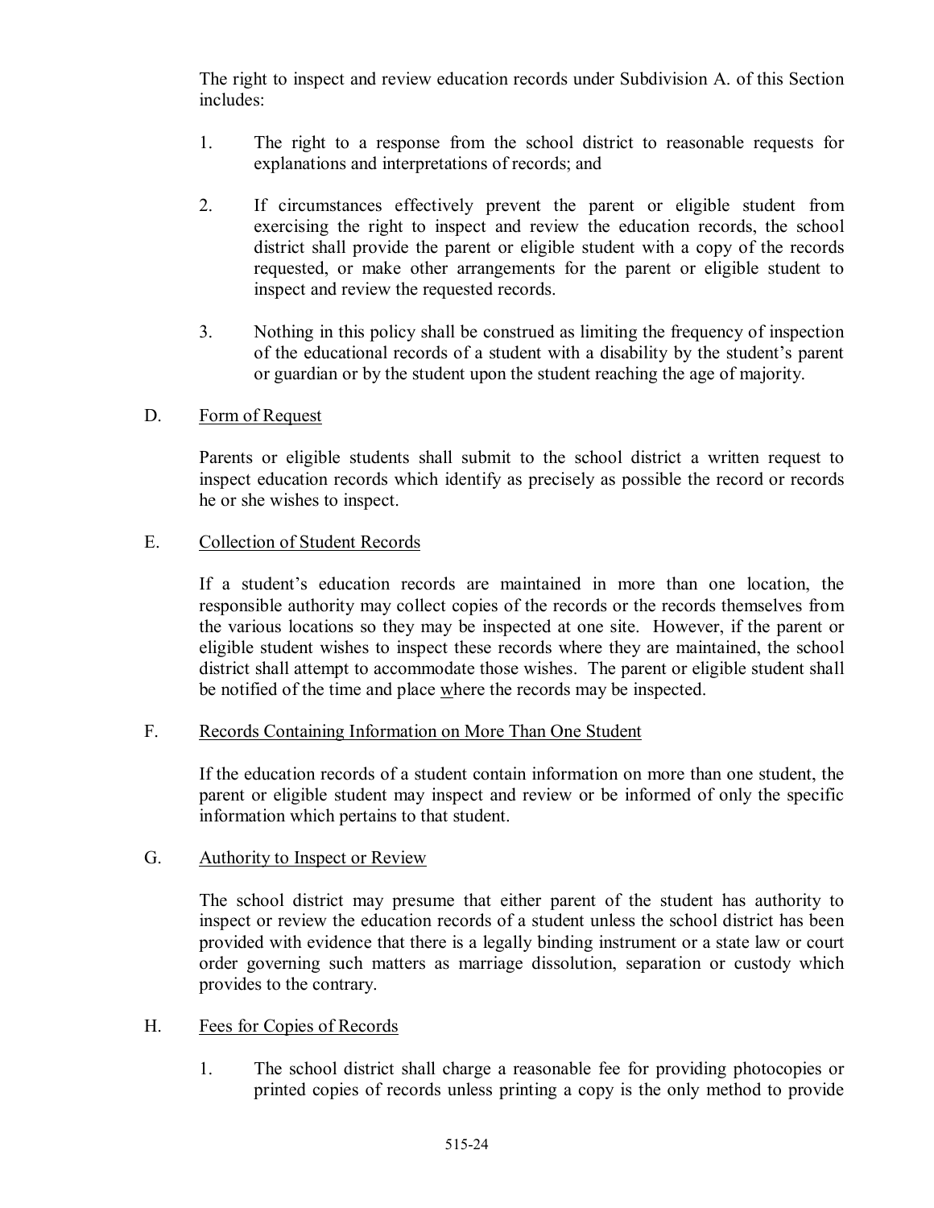The right to inspect and review education records under Subdivision A. of this Section includes:

1. The right to a response from the school district to reasonable requests for explanations and interpretations of records; and

2. If circumstances effectively prevent the parent or eligible student from exercising the right to inspect and review the education records, the school district shall provide the parent or eligible student with a copy of the records requested, or make other arrangements for the parent or eligible student to inspect and review the requested records.

3. Nothing in this policy shall be construed as limiting the frequency of inspection of the educational records of a student with a disability by the student's parent or guardian or by the student upon the student reaching the age of majority.

D. Form of Request

Parents or eligible students shall submit to the school district a written request to inspect education records which identify as precisely as possible the record or records he or she wishes to inspect.

E. Collection of Student Records

If a student's education records are maintained in more than one location, the responsible authority may collect copies of the records or the records themselves from the various locations so they may be inspected at one site. However, if the parent or eligible student wishes to inspect these records where they are maintained, the school district shall attempt to accommodate those wishes. The parent or eligible student shall be notified of the time and place where the records may be inspected.

F. Records Containing Information on More Than One Student

If the education records of a student contain information on more than one student, the parent or eligible student may inspect and review or be informed of only the specific information which pertains to that student.

G. Authority to Inspect or Review

The school district may presume that either parent of the student has authority to inspect or review the education records of a student unless the school district has been provided with evidence that there is a legally binding instrument or a state law or court order governing such matters as marriage dissolution, separation or custody which provides to the contrary.

H. Fees for Copies of Records

1. The school district shall charge a reasonable fee for providing photocopies or printed copies of records unless printing a copy is the only method to provide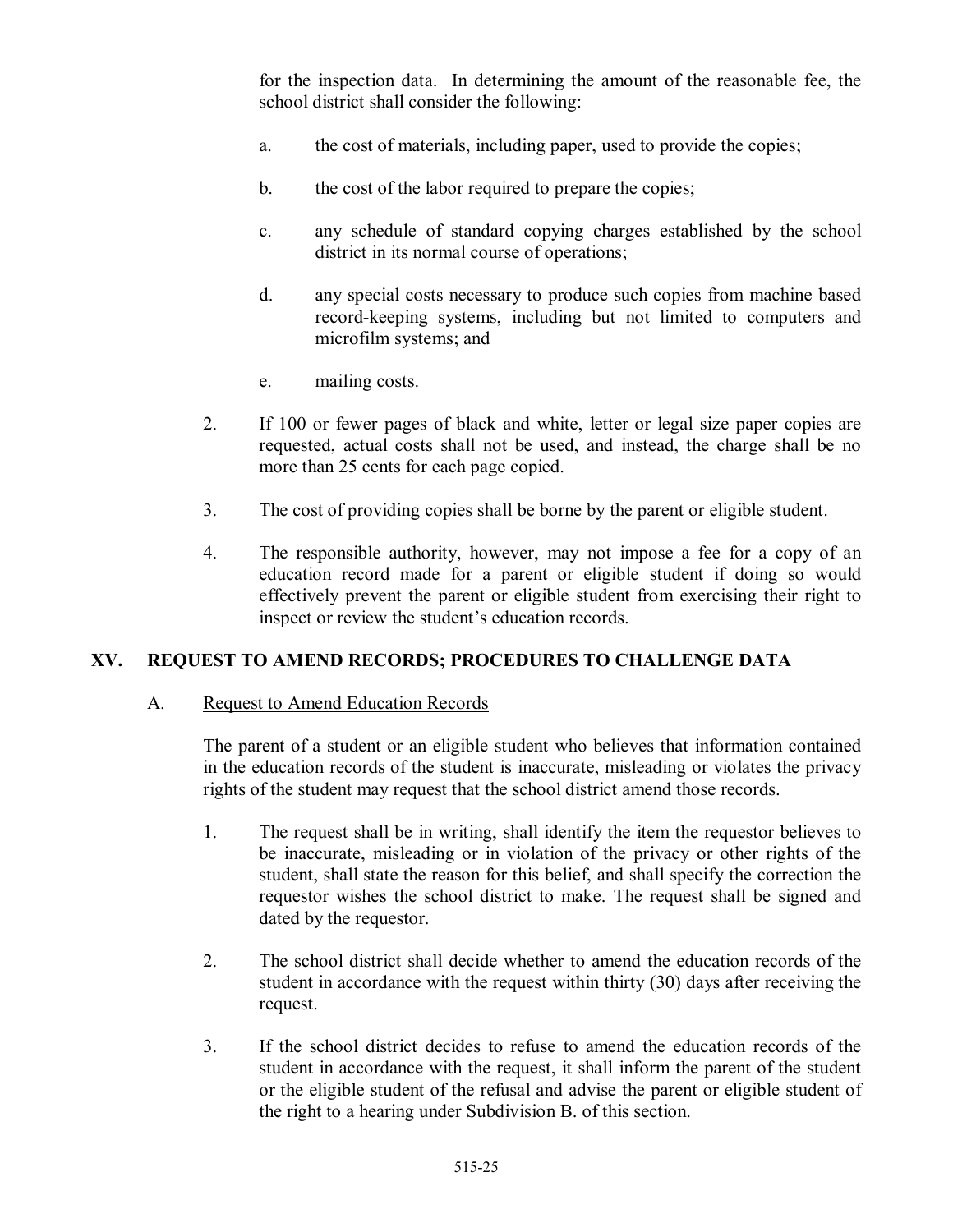for the inspection data. In determining the amount of the reasonable fee, the school district shall consider the following:

a. the cost of materials, including paper, used to provide the copies;

b. the cost of the labor required to prepare the copies;

c. any schedule of standard copying charges established by the school district in its normal course of operations;

d. any special costs necessary to produce such copies from machine based record-keeping systems, including but not limited to computers and microfilm systems; and

e. mailing costs.

2. If 100 or fewer pages of black and white, letter or legal size paper copies are requested, actual costs shall not be used, and instead, the charge shall be no more than 25 cents for each page copied.

3. The cost of providing copies shall be borne by the parent or eligible student.

4. The responsible authority, however, may not impose a fee for a copy of an education record made for a parent or eligible student if doing so would effectively prevent the parent or eligible student from exercising their right to inspect or review the student's education records.

## XV. REQUEST TO AMEND RECORDS; PROCEDURES TO CHALLENGE DATA

A. Request to Amend Education Records

The parent of a student or an eligible student who believes that information contained in the education records of the student is inaccurate, misleading or violates the privacy rights of the student may request that the school district amend those records.

1. The request shall be in writing, shall identify the item the requestor believes to be inaccurate, misleading or in violation of the privacy or other rights of the student, shall state the reason for this belief, and shall specify the correction the requestor wishes the school district to make. The request shall be signed and dated by the requestor.

2. The school district shall decide whether to amend the education records of the student in accordance with the request within thirty (30) days after receiving the request.

3. If the school district decides to refuse to amend the education records of the student in accordance with the request, it shall inform the parent of the student or the eligible student of the refusal and advise the parent or eligible student of the right to a hearing under Subdivision B. of this section.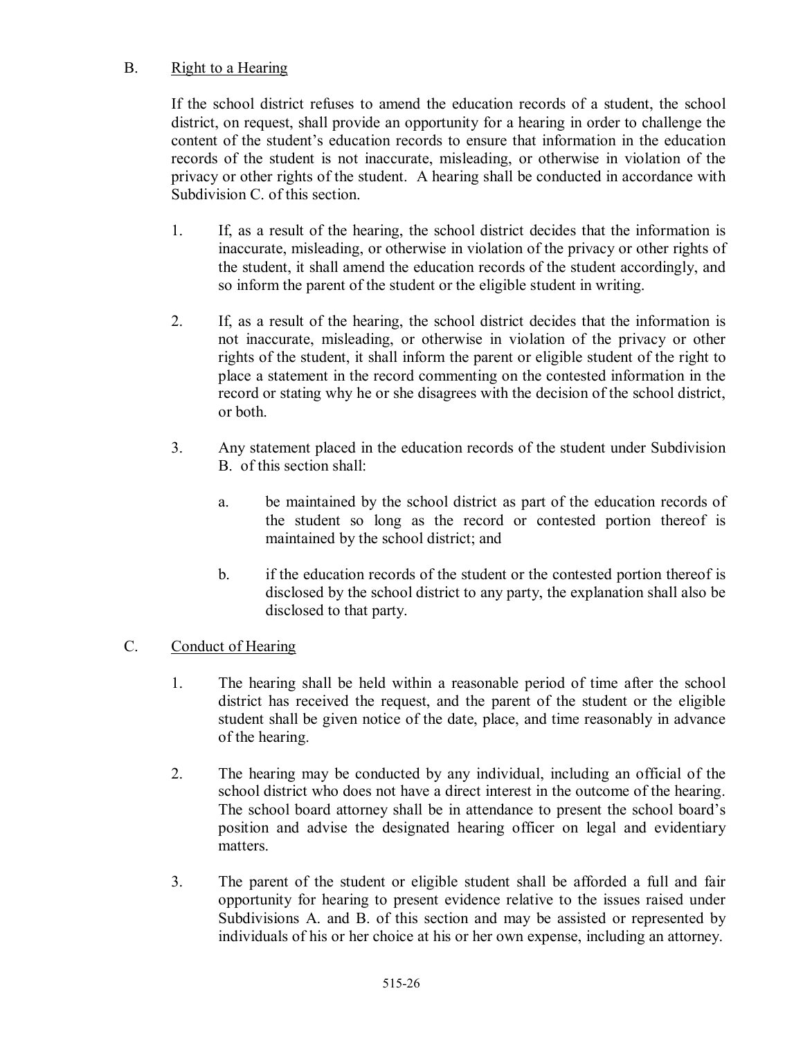B. Right to a Hearing

If the school district refuses to amend the education records of a student, the school district, on request, shall provide an opportunity for a hearing in order to challenge the content of the student's education records to ensure that information in the education records of the student is not inaccurate, misleading, or otherwise in violation of the privacy or other rights of the student. A hearing shall be conducted in accordance with Subdivision C. of this section.

1. If, as a result of the hearing, the school district decides that the information is inaccurate, misleading, or otherwise in violation of the privacy or other rights of the student, it shall amend the education records of the student accordingly, and so inform the parent of the student or the eligible student in writing.

2. If, as a result of the hearing, the school district decides that the information is not inaccurate, misleading, or otherwise in violation of the privacy or other rights of the student, it shall inform the parent or eligible student of the right to place a statement in the record commenting on the contested information in the record or stating why he or she disagrees with the decision of the school district, or both.

3. Any statement placed in the education records of the student under Subdivision B. of this section shall:

   a. be maintained by the school district as part of the education records of the student so long as the record or contested portion thereof is maintained by the school district; and

   b. if the education records of the student or the contested portion thereof is disclosed by the school district to any party, the explanation shall also be disclosed to that party.

C. Conduct of Hearing

1. The hearing shall be held within a reasonable period of time after the school district has received the request, and the parent of the student or the eligible student shall be given notice of the date, place, and time reasonably in advance of the hearing.

2. The hearing may be conducted by any individual, including an official of the school district who does not have a direct interest in the outcome of the hearing. The school board attorney shall be in attendance to present the school board's position and advise the designated hearing officer on legal and evidentiary matters.

3. The parent of the student or eligible student shall be afforded a full and fair opportunity for hearing to present evidence relative to the issues raised under Subdivisions A. and B. of this section and may be assisted or represented by individuals of his or her choice at his or her own expense, including an attorney.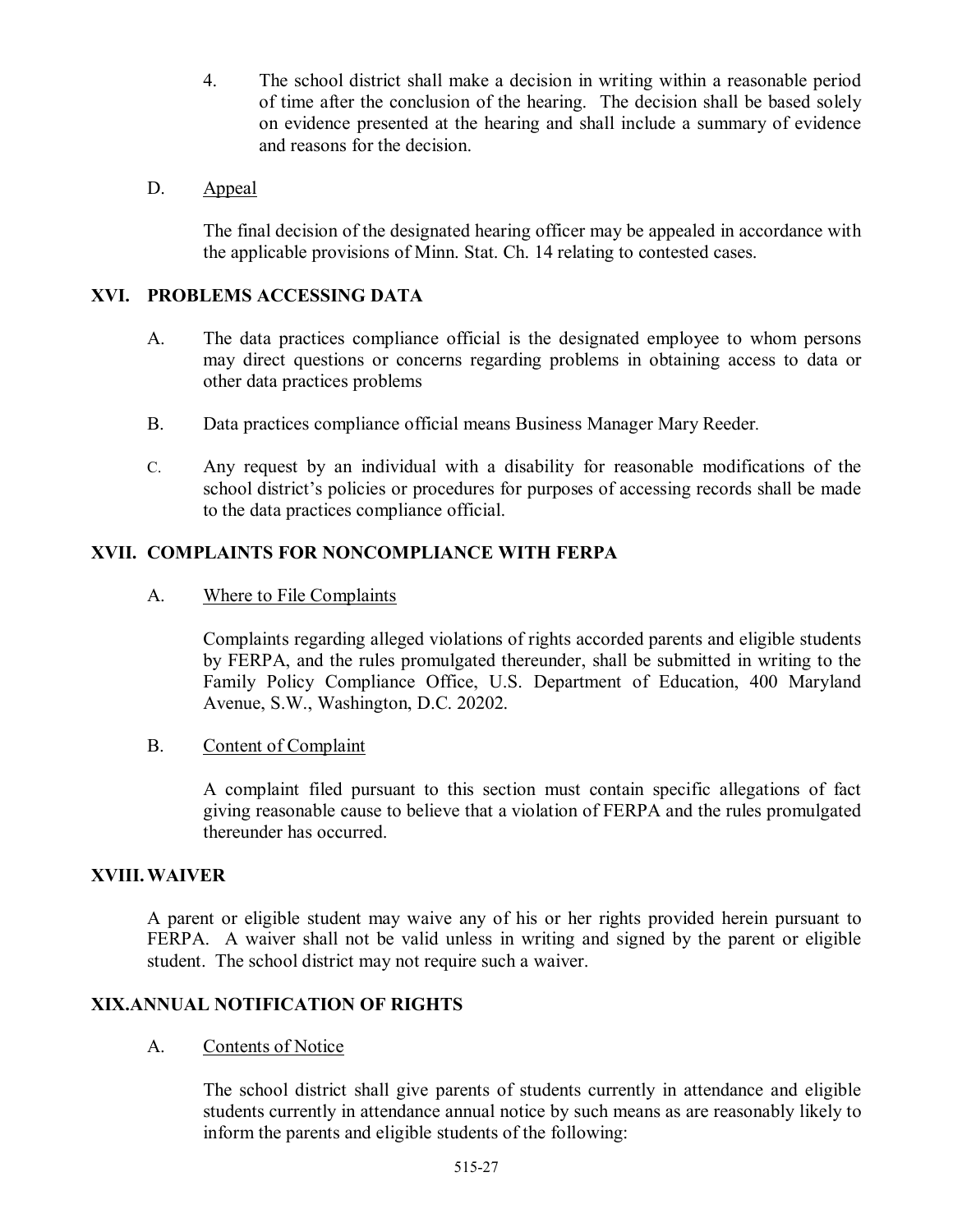4. The school district shall make a decision in writing within a reasonable period of time after the conclusion of the hearing. The decision shall be based solely on evidence presented at the hearing and shall include a summary of evidence and reasons for the decision.

D. Appeal

The final decision of the designated hearing officer may be appealed in accordance with the applicable provisions of Minn. Stat. Ch. 14 relating to contested cases.

## XVI. PROBLEMS ACCESSING DATA

A. The data practices compliance official is the designated employee to whom persons may direct questions or concerns regarding problems in obtaining access to data or other data practices problems

B. Data practices compliance official means Business Manager Mary Reeder.

C. Any request by an individual with a disability for reasonable modifications of the school district's policies or procedures for purposes of accessing records shall be made to the data practices compliance official.

## XVII. COMPLAINTS FOR NONCOMPLIANCE WITH FERPA

A. Where to File Complaints

Complaints regarding alleged violations of rights accorded parents and eligible students by FERPA, and the rules promulgated thereunder, shall be submitted in writing to the Family Policy Compliance Office, U.S. Department of Education, 400 Maryland Avenue, S.W., Washington, D.C. 20202.

B. Content of Complaint

A complaint filed pursuant to this section must contain specific allegations of fact giving reasonable cause to believe that a violation of FERPA and the rules promulgated thereunder has occurred.

## XVIII. WAIVER

A parent or eligible student may waive any of his or her rights provided herein pursuant to FERPA. A waiver shall not be valid unless in writing and signed by the parent or eligible student. The school district may not require such a waiver.

## XIX. ANNUAL NOTIFICATION OF RIGHTS

A. Contents of Notice

The school district shall give parents of students currently in attendance and eligible students currently in attendance annual notice by such means as are reasonably likely to inform the parents and eligible students of the following: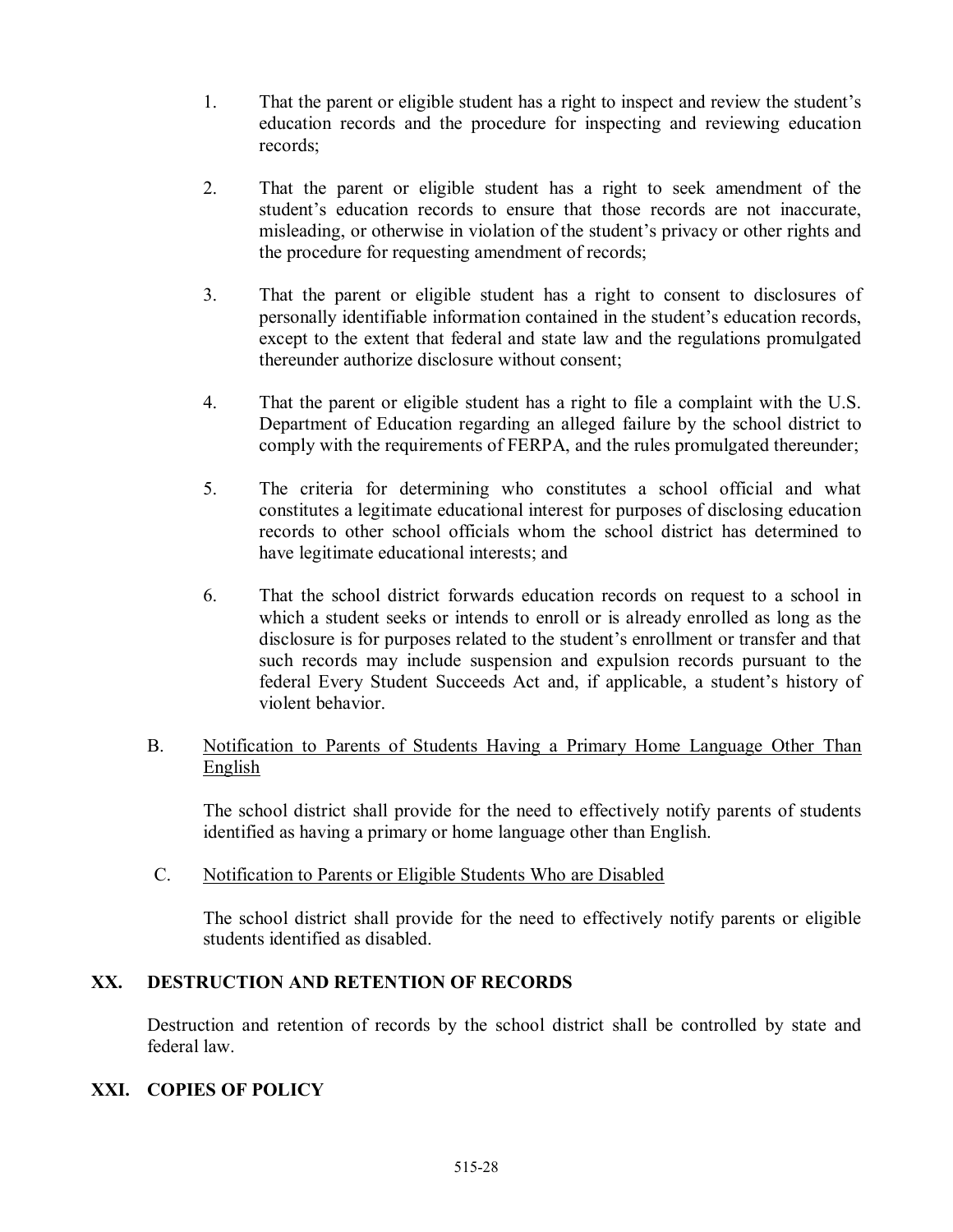1. That the parent or eligible student has a right to inspect and review the student's education records and the procedure for inspecting and reviewing education records;

2. That the parent or eligible student has a right to seek amendment of the student's education records to ensure that those records are not inaccurate, misleading, or otherwise in violation of the student's privacy or other rights and the procedure for requesting amendment of records;

3. That the parent or eligible student has a right to consent to disclosures of personally identifiable information contained in the student's education records, except to the extent that federal and state law and the regulations promulgated thereunder authorize disclosure without consent;

4. That the parent or eligible student has a right to file a complaint with the U.S. Department of Education regarding an alleged failure by the school district to comply with the requirements of FERPA, and the rules promulgated thereunder;

5. The criteria for determining who constitutes a school official and what constitutes a legitimate educational interest for purposes of disclosing education records to other school officials whom the school district has determined to have legitimate educational interests; and

6. That the school district forwards education records on request to a school in which a student seeks or intends to enroll or is already enrolled as long as the disclosure is for purposes related to the student's enrollment or transfer and that such records may include suspension and expulsion records pursuant to the federal Every Student Succeeds Act and, if applicable, a student's history of violent behavior.

B. Notification to Parents of Students Having a Primary Home Language Other Than English

The school district shall provide for the need to effectively notify parents of students identified as having a primary or home language other than English.

C. Notification to Parents or Eligible Students Who are Disabled

The school district shall provide for the need to effectively notify parents or eligible students identified as disabled.

## XX. DESTRUCTION AND RETENTION OF RECORDS

Destruction and retention of records by the school district shall be controlled by state and federal law.

## XXI. COPIES OF POLICY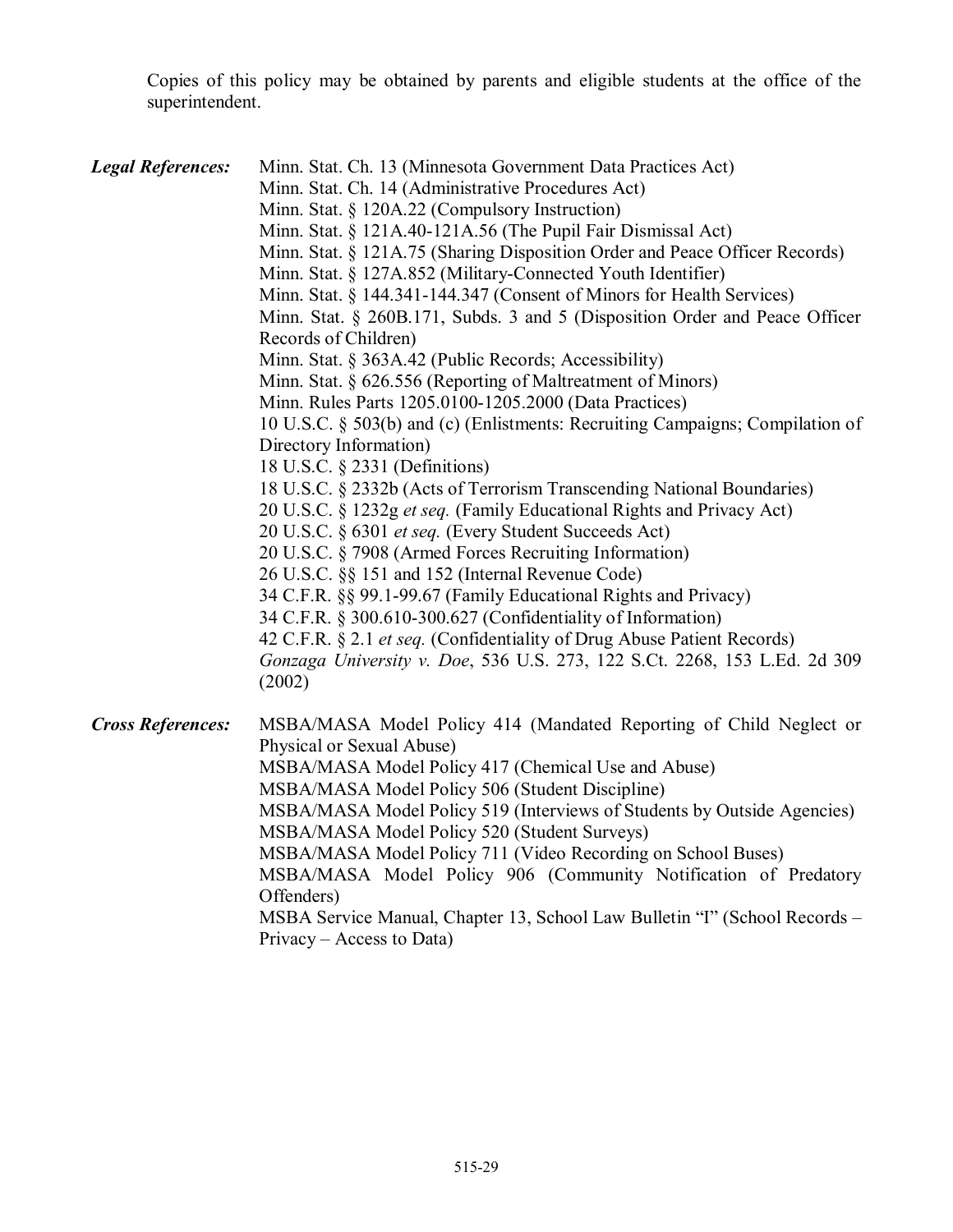Copies of this policy may be obtained by parents and eligible students at the office of the superintendent.

***Legal References:***

Minn. Stat. Ch. 13 (Minnesota Government Data Practices Act)
Minn. Stat. Ch. 14 (Administrative Procedures Act)
Minn. Stat. § 120A.22 (Compulsory Instruction)
Minn. Stat. § 121A.40-121A.56 (The Pupil Fair Dismissal Act)
Minn. Stat. § 121A.75 (Sharing Disposition Order and Peace Officer Records)
Minn. Stat. § 127A.852 (Military-Connected Youth Identifier)
Minn. Stat. § 144.341-144.347 (Consent of Minors for Health Services)
Minn. Stat. § 260B.171, Subds. 3 and 5 (Disposition Order and Peace Officer Records of Children)
Minn. Stat. § 363A.42 (Public Records; Accessibility)
Minn. Stat. § 626.556 (Reporting of Maltreatment of Minors)
Minn. Rules Parts 1205.0100-1205.2000 (Data Practices)
10 U.S.C. § 503(b) and (c) (Enlistments: Recruiting Campaigns; Compilation of Directory Information)
18 U.S.C. § 2331 (Definitions)
18 U.S.C. § 2332b (Acts of Terrorism Transcending National Boundaries)
20 U.S.C. § 1232g *et seq.* (Family Educational Rights and Privacy Act)
20 U.S.C. § 6301 *et seq.* (Every Student Succeeds Act)
20 U.S.C. § 7908 (Armed Forces Recruiting Information)
26 U.S.C. §§ 151 and 152 (Internal Revenue Code)
34 C.F.R. §§ 99.1-99.67 (Family Educational Rights and Privacy)
34 C.F.R. § 300.610-300.627 (Confidentiality of Information)
42 C.F.R. § 2.1 *et seq.* (Confidentiality of Drug Abuse Patient Records)
*Gonzaga University v. Doe*, 536 U.S. 273, 122 S.Ct. 2268, 153 L.Ed. 2d 309 (2002)

***Cross References:***

MSBA/MASA Model Policy 414 (Mandated Reporting of Child Neglect or Physical or Sexual Abuse)
MSBA/MASA Model Policy 417 (Chemical Use and Abuse)
MSBA/MASA Model Policy 506 (Student Discipline)
MSBA/MASA Model Policy 519 (Interviews of Students by Outside Agencies)
MSBA/MASA Model Policy 520 (Student Surveys)
MSBA/MASA Model Policy 711 (Video Recording on School Buses)
MSBA/MASA Model Policy 906 (Community Notification of Predatory Offenders)
MSBA Service Manual, Chapter 13, School Law Bulletin "I" (School Records – Privacy – Access to Data)